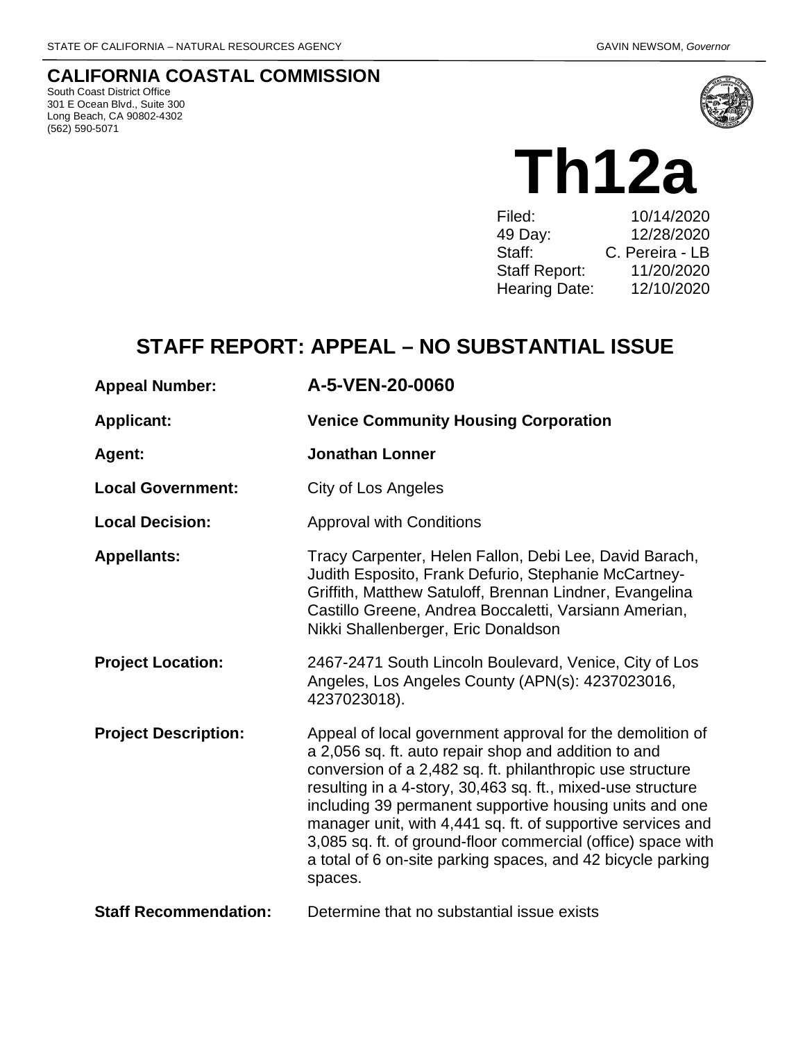STATE OF CALIFORNIA – NATURAL RESOURCES AGENCY

GAVIN NEWSOM, *Governor*

## CALIFORNIA COASTAL COMMISSION

South Coast District Office
301 E Ocean Blvd., Suite 300
Long Beach, CA 90802-4302
(562) 590-5071

# Th12a

| | |
|---|---|
| Filed: | 10/14/2020 |
| 49 Day: | 12/28/2020 |
| Staff: | C. Pereira - LB |
| Staff Report: | 11/20/2020 |
| Hearing Date: | 12/10/2020 |

# STAFF REPORT: APPEAL – NO SUBSTANTIAL ISSUE

**Appeal Number:** **A-5-VEN-20-0060**

**Applicant:** **Venice Community Housing Corporation**

**Agent:** **Jonathan Lonner**

**Local Government:** City of Los Angeles

**Local Decision:** Approval with Conditions

**Appellants:** Tracy Carpenter, Helen Fallon, Debi Lee, David Barach, Judith Esposito, Frank Defurio, Stephanie McCartney-Griffith, Matthew Satuloff, Brennan Lindner, Evangelina Castillo Greene, Andrea Boccaletti, Varsiann Amerian, Nikki Shallenberger, Eric Donaldson

**Project Location:** 2467-2471 South Lincoln Boulevard, Venice, City of Los Angeles, Los Angeles County (APN(s): 4237023016, 4237023018).

**Project Description:** Appeal of local government approval for the demolition of a 2,056 sq. ft. auto repair shop and addition to and conversion of a 2,482 sq. ft. philanthropic use structure resulting in a 4-story, 30,463 sq. ft., mixed-use structure including 39 permanent supportive housing units and one manager unit, with 4,441 sq. ft. of supportive services and 3,085 sq. ft. of ground-floor commercial (office) space with a total of 6 on-site parking spaces, and 42 bicycle parking spaces.

**Staff Recommendation:** Determine that no substantial issue exists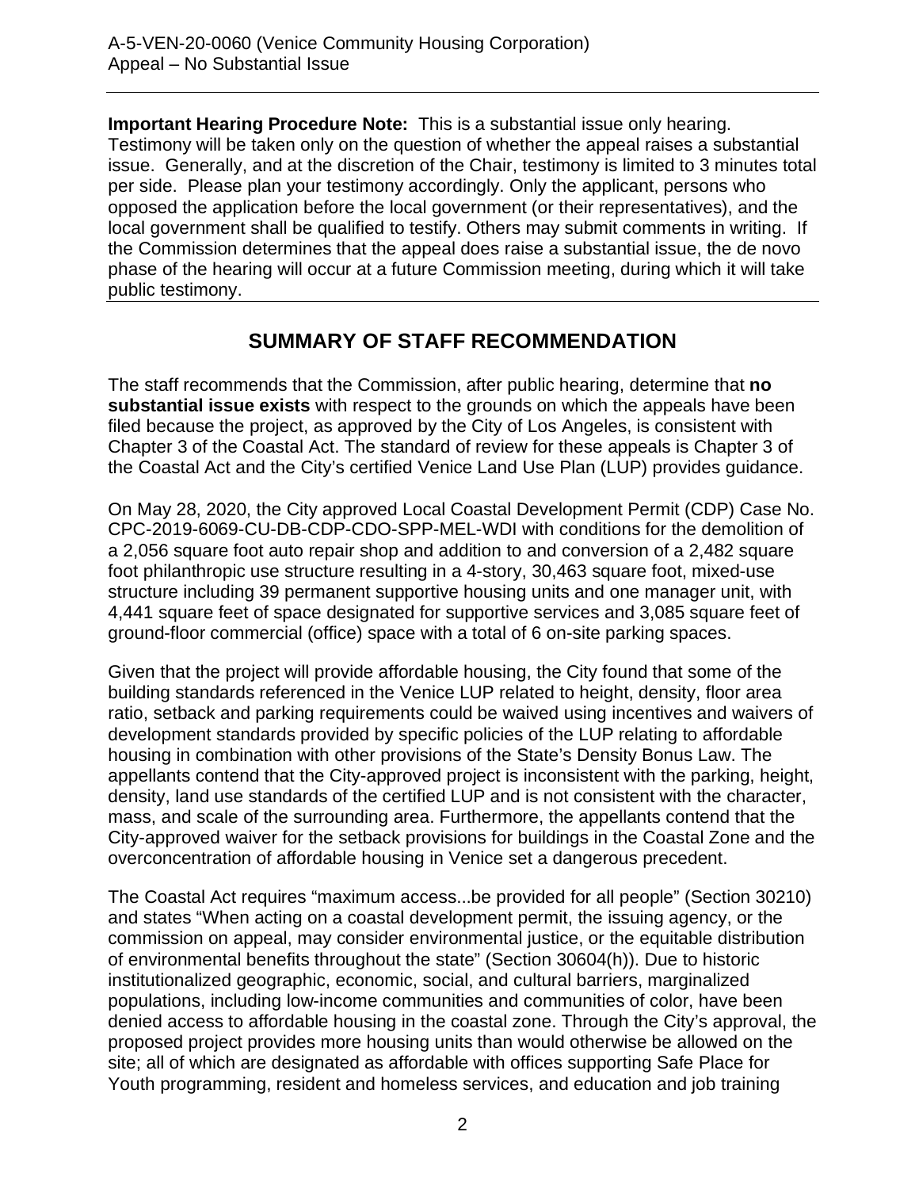**Important Hearing Procedure Note:** This is a substantial issue only hearing. Testimony will be taken only on the question of whether the appeal raises a substantial issue. Generally, and at the discretion of the Chair, testimony is limited to 3 minutes total per side. Please plan your testimony accordingly. Only the applicant, persons who opposed the application before the local government (or their representatives), and the local government shall be qualified to testify. Others may submit comments in writing. If the Commission determines that the appeal does raise a substantial issue, the de novo phase of the hearing will occur at a future Commission meeting, during which it will take public testimony.

## SUMMARY OF STAFF RECOMMENDATION

The staff recommends that the Commission, after public hearing, determine that **no substantial issue exists** with respect to the grounds on which the appeals have been filed because the project, as approved by the City of Los Angeles, is consistent with Chapter 3 of the Coastal Act. The standard of review for these appeals is Chapter 3 of the Coastal Act and the City's certified Venice Land Use Plan (LUP) provides guidance.

On May 28, 2020, the City approved Local Coastal Development Permit (CDP) Case No. CPC-2019-6069-CU-DB-CDP-CDO-SPP-MEL-WDI with conditions for the demolition of a 2,056 square foot auto repair shop and addition to and conversion of a 2,482 square foot philanthropic use structure resulting in a 4-story, 30,463 square foot, mixed-use structure including 39 permanent supportive housing units and one manager unit, with 4,441 square feet of space designated for supportive services and 3,085 square feet of ground-floor commercial (office) space with a total of 6 on-site parking spaces.

Given that the project will provide affordable housing, the City found that some of the building standards referenced in the Venice LUP related to height, density, floor area ratio, setback and parking requirements could be waived using incentives and waivers of development standards provided by specific policies of the LUP relating to affordable housing in combination with other provisions of the State's Density Bonus Law. The appellants contend that the City-approved project is inconsistent with the parking, height, density, land use standards of the certified LUP and is not consistent with the character, mass, and scale of the surrounding area. Furthermore, the appellants contend that the City-approved waiver for the setback provisions for buildings in the Coastal Zone and the overconcentration of affordable housing in Venice set a dangerous precedent.

The Coastal Act requires "maximum access...be provided for all people" (Section 30210) and states "When acting on a coastal development permit, the issuing agency, or the commission on appeal, may consider environmental justice, or the equitable distribution of environmental benefits throughout the state" (Section 30604(h)). Due to historic institutionalized geographic, economic, social, and cultural barriers, marginalized populations, including low-income communities and communities of color, have been denied access to affordable housing in the coastal zone. Through the City's approval, the proposed project provides more housing units than would otherwise be allowed on the site; all of which are designated as affordable with offices supporting Safe Place for Youth programming, resident and homeless services, and education and job training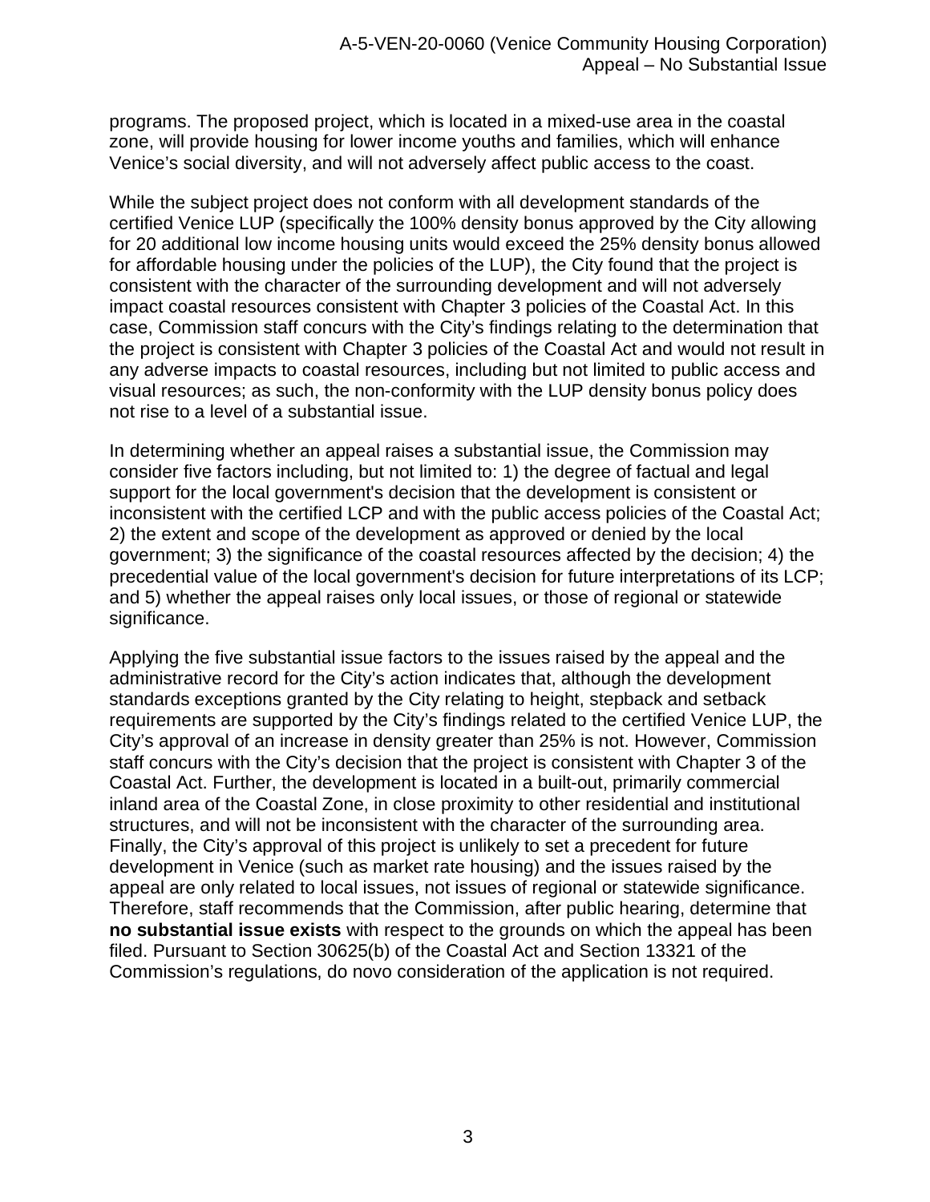programs. The proposed project, which is located in a mixed-use area in the coastal zone, will provide housing for lower income youths and families, which will enhance Venice's social diversity, and will not adversely affect public access to the coast.

While the subject project does not conform with all development standards of the certified Venice LUP (specifically the 100% density bonus approved by the City allowing for 20 additional low income housing units would exceed the 25% density bonus allowed for affordable housing under the policies of the LUP), the City found that the project is consistent with the character of the surrounding development and will not adversely impact coastal resources consistent with Chapter 3 policies of the Coastal Act. In this case, Commission staff concurs with the City's findings relating to the determination that the project is consistent with Chapter 3 policies of the Coastal Act and would not result in any adverse impacts to coastal resources, including but not limited to public access and visual resources; as such, the non-conformity with the LUP density bonus policy does not rise to a level of a substantial issue.

In determining whether an appeal raises a substantial issue, the Commission may consider five factors including, but not limited to: 1) the degree of factual and legal support for the local government's decision that the development is consistent or inconsistent with the certified LCP and with the public access policies of the Coastal Act; 2) the extent and scope of the development as approved or denied by the local government; 3) the significance of the coastal resources affected by the decision; 4) the precedential value of the local government's decision for future interpretations of its LCP; and 5) whether the appeal raises only local issues, or those of regional or statewide significance.

Applying the five substantial issue factors to the issues raised by the appeal and the administrative record for the City's action indicates that, although the development standards exceptions granted by the City relating to height, stepback and setback requirements are supported by the City's findings related to the certified Venice LUP, the City's approval of an increase in density greater than 25% is not. However, Commission staff concurs with the City's decision that the project is consistent with Chapter 3 of the Coastal Act. Further, the development is located in a built-out, primarily commercial inland area of the Coastal Zone, in close proximity to other residential and institutional structures, and will not be inconsistent with the character of the surrounding area. Finally, the City's approval of this project is unlikely to set a precedent for future development in Venice (such as market rate housing) and the issues raised by the appeal are only related to local issues, not issues of regional or statewide significance. Therefore, staff recommends that the Commission, after public hearing, determine that **no substantial issue exists** with respect to the grounds on which the appeal has been filed. Pursuant to Section 30625(b) of the Coastal Act and Section 13321 of the Commission's regulations, do novo consideration of the application is not required.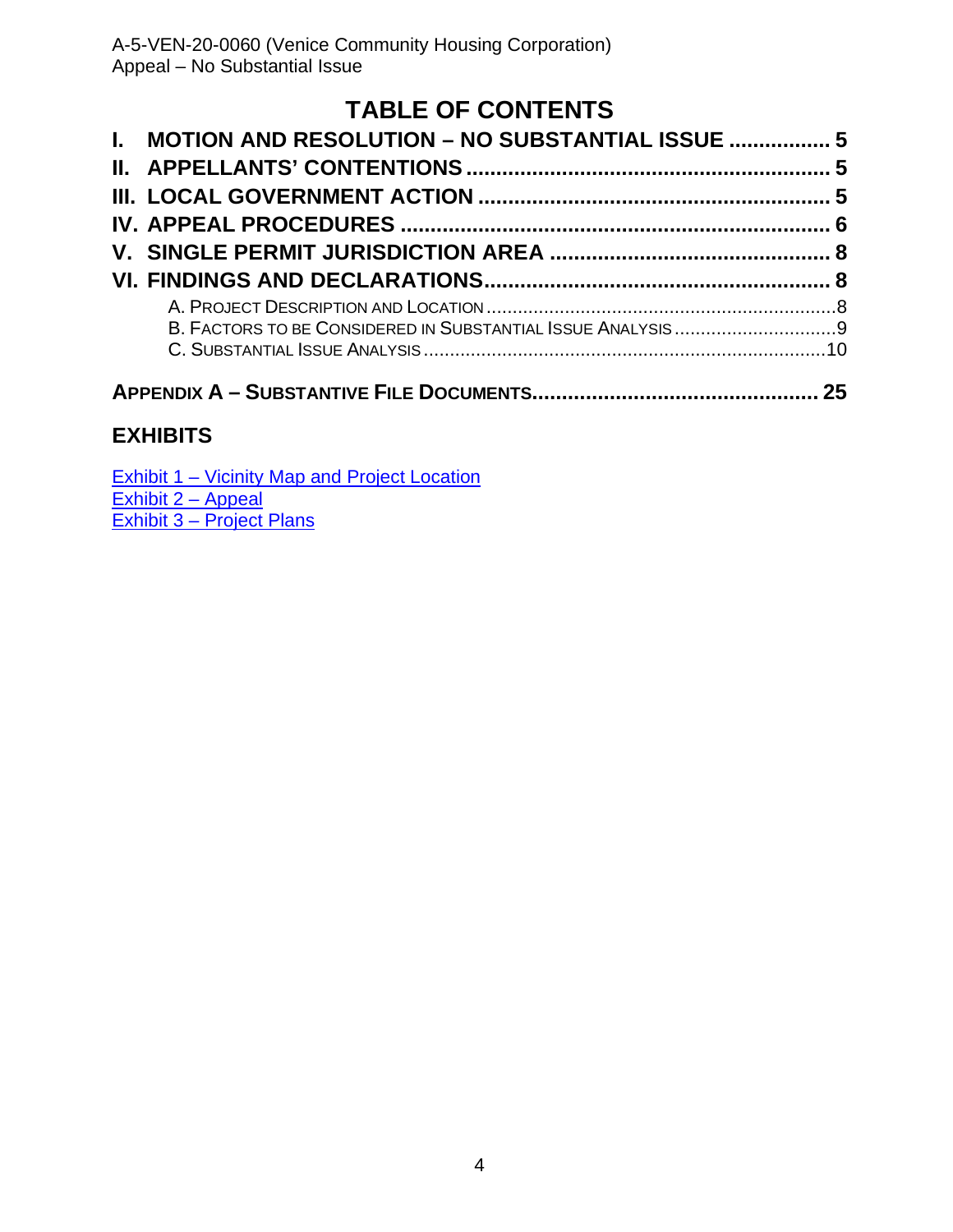# TABLE OF CONTENTS

**I. MOTION AND RESOLUTION – NO SUBSTANTIAL ISSUE ................. 5**

**II. APPELLANTS' CONTENTIONS ............................................................ 5**

**III. LOCAL GOVERNMENT ACTION .......................................................... 5**

**IV. APPEAL PROCEDURES ....................................................................... 6**

**V. SINGLE PERMIT JURISDICTION AREA ............................................... 8**

**VI. FINDINGS AND DECLARATIONS......................................................... 8**

A. PROJECT DESCRIPTION AND LOCATION ..................................................................8

B. FACTORS TO BE CONSIDERED IN SUBSTANTIAL ISSUE ANALYSIS ...............................9

C. SUBSTANTIAL ISSUE ANALYSIS ............................................................................10

**APPENDIX A – SUBSTANTIVE FILE DOCUMENTS................................................ 25**

## EXHIBITS

Exhibit 1 – Vicinity Map and Project Location
Exhibit 2 – Appeal
Exhibit 3 – Project Plans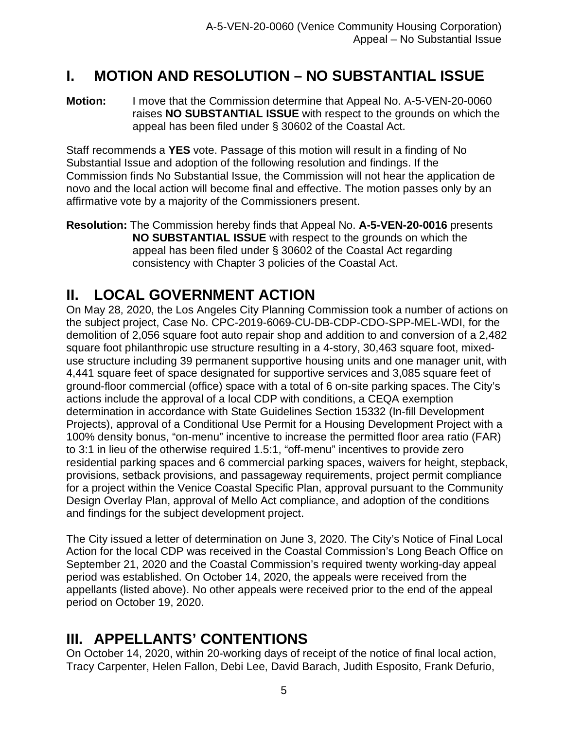## I. MOTION AND RESOLUTION – NO SUBSTANTIAL ISSUE

**Motion:** I move that the Commission determine that Appeal No. A-5-VEN-20-0060 raises **NO SUBSTANTIAL ISSUE** with respect to the grounds on which the appeal has been filed under § 30602 of the Coastal Act.

Staff recommends a **YES** vote. Passage of this motion will result in a finding of No Substantial Issue and adoption of the following resolution and findings. If the Commission finds No Substantial Issue, the Commission will not hear the application de novo and the local action will become final and effective. The motion passes only by an affirmative vote by a majority of the Commissioners present.

**Resolution:** The Commission hereby finds that Appeal No. **A-5-VEN-20-0016** presents **NO SUBSTANTIAL ISSUE** with respect to the grounds on which the appeal has been filed under § 30602 of the Coastal Act regarding consistency with Chapter 3 policies of the Coastal Act.

## II. LOCAL GOVERNMENT ACTION

On May 28, 2020, the Los Angeles City Planning Commission took a number of actions on the subject project, Case No. CPC-2019-6069-CU-DB-CDP-CDO-SPP-MEL-WDI, for the demolition of 2,056 square foot auto repair shop and addition to and conversion of a 2,482 square foot philanthropic use structure resulting in a 4-story, 30,463 square foot, mixed-use structure including 39 permanent supportive housing units and one manager unit, with 4,441 square feet of space designated for supportive services and 3,085 square feet of ground-floor commercial (office) space with a total of 6 on-site parking spaces. The City's actions include the approval of a local CDP with conditions, a CEQA exemption determination in accordance with State Guidelines Section 15332 (In-fill Development Projects), approval of a Conditional Use Permit for a Housing Development Project with a 100% density bonus, "on-menu" incentive to increase the permitted floor area ratio (FAR) to 3:1 in lieu of the otherwise required 1.5:1, "off-menu" incentives to provide zero residential parking spaces and 6 commercial parking spaces, waivers for height, stepback, provisions, setback provisions, and passageway requirements, project permit compliance for a project within the Venice Coastal Specific Plan, approval pursuant to the Community Design Overlay Plan, approval of Mello Act compliance, and adoption of the conditions and findings for the subject development project.

The City issued a letter of determination on June 3, 2020. The City's Notice of Final Local Action for the local CDP was received in the Coastal Commission's Long Beach Office on September 21, 2020 and the Coastal Commission's required twenty working-day appeal period was established. On October 14, 2020, the appeals were received from the appellants (listed above). No other appeals were received prior to the end of the appeal period on October 19, 2020.

## III. APPELLANTS' CONTENTIONS

On October 14, 2020, within 20-working days of receipt of the notice of final local action, Tracy Carpenter, Helen Fallon, Debi Lee, David Barach, Judith Esposito, Frank Defurio,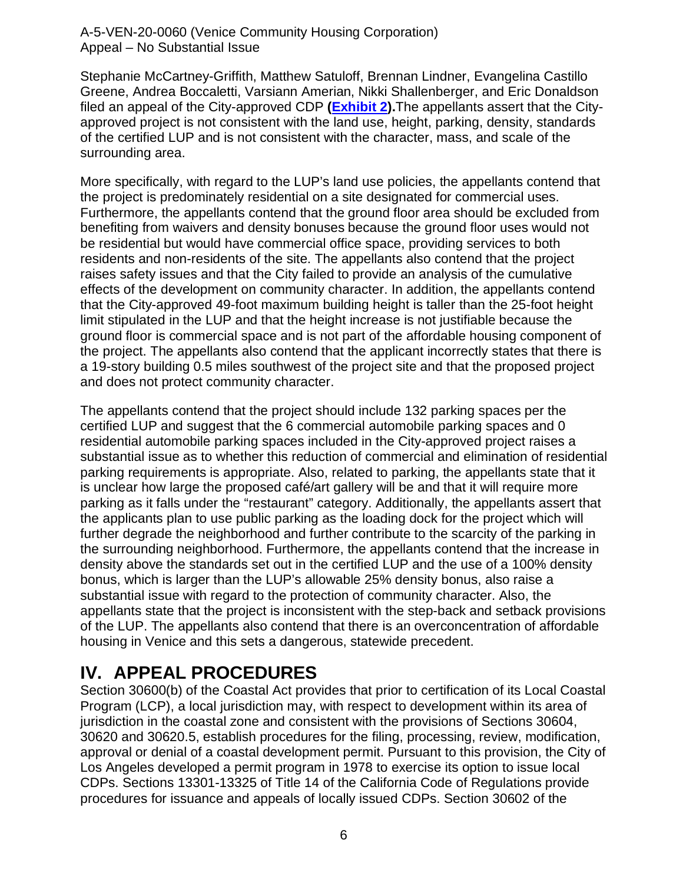Stephanie McCartney-Griffith, Matthew Satuloff, Brennan Lindner, Evangelina Castillo Greene, Andrea Boccaletti, Varsiann Amerian, Nikki Shallenberger, and Eric Donaldson filed an appeal of the City-approved CDP **(Exhibit 2).**The appellants assert that the City-approved project is not consistent with the land use, height, parking, density, standards of the certified LUP and is not consistent with the character, mass, and scale of the surrounding area.

More specifically, with regard to the LUP's land use policies, the appellants contend that the project is predominately residential on a site designated for commercial uses. Furthermore, the appellants contend that the ground floor area should be excluded from benefiting from waivers and density bonuses because the ground floor uses would not be residential but would have commercial office space, providing services to both residents and non-residents of the site. The appellants also contend that the project raises safety issues and that the City failed to provide an analysis of the cumulative effects of the development on community character. In addition, the appellants contend that the City-approved 49-foot maximum building height is taller than the 25-foot height limit stipulated in the LUP and that the height increase is not justifiable because the ground floor is commercial space and is not part of the affordable housing component of the project. The appellants also contend that the applicant incorrectly states that there is a 19-story building 0.5 miles southwest of the project site and that the proposed project and does not protect community character.

The appellants contend that the project should include 132 parking spaces per the certified LUP and suggest that the 6 commercial automobile parking spaces and 0 residential automobile parking spaces included in the City-approved project raises a substantial issue as to whether this reduction of commercial and elimination of residential parking requirements is appropriate. Also, related to parking, the appellants state that it is unclear how large the proposed café/art gallery will be and that it will require more parking as it falls under the "restaurant" category. Additionally, the appellants assert that the applicants plan to use public parking as the loading dock for the project which will further degrade the neighborhood and further contribute to the scarcity of the parking in the surrounding neighborhood. Furthermore, the appellants contend that the increase in density above the standards set out in the certified LUP and the use of a 100% density bonus, which is larger than the LUP's allowable 25% density bonus, also raise a substantial issue with regard to the protection of community character. Also, the appellants state that the project is inconsistent with the step-back and setback provisions of the LUP. The appellants also contend that there is an overconcentration of affordable housing in Venice and this sets a dangerous, statewide precedent.

# IV. APPEAL PROCEDURES

Section 30600(b) of the Coastal Act provides that prior to certification of its Local Coastal Program (LCP), a local jurisdiction may, with respect to development within its area of jurisdiction in the coastal zone and consistent with the provisions of Sections 30604, 30620 and 30620.5, establish procedures for the filing, processing, review, modification, approval or denial of a coastal development permit. Pursuant to this provision, the City of Los Angeles developed a permit program in 1978 to exercise its option to issue local CDPs. Sections 13301-13325 of Title 14 of the California Code of Regulations provide procedures for issuance and appeals of locally issued CDPs. Section 30602 of the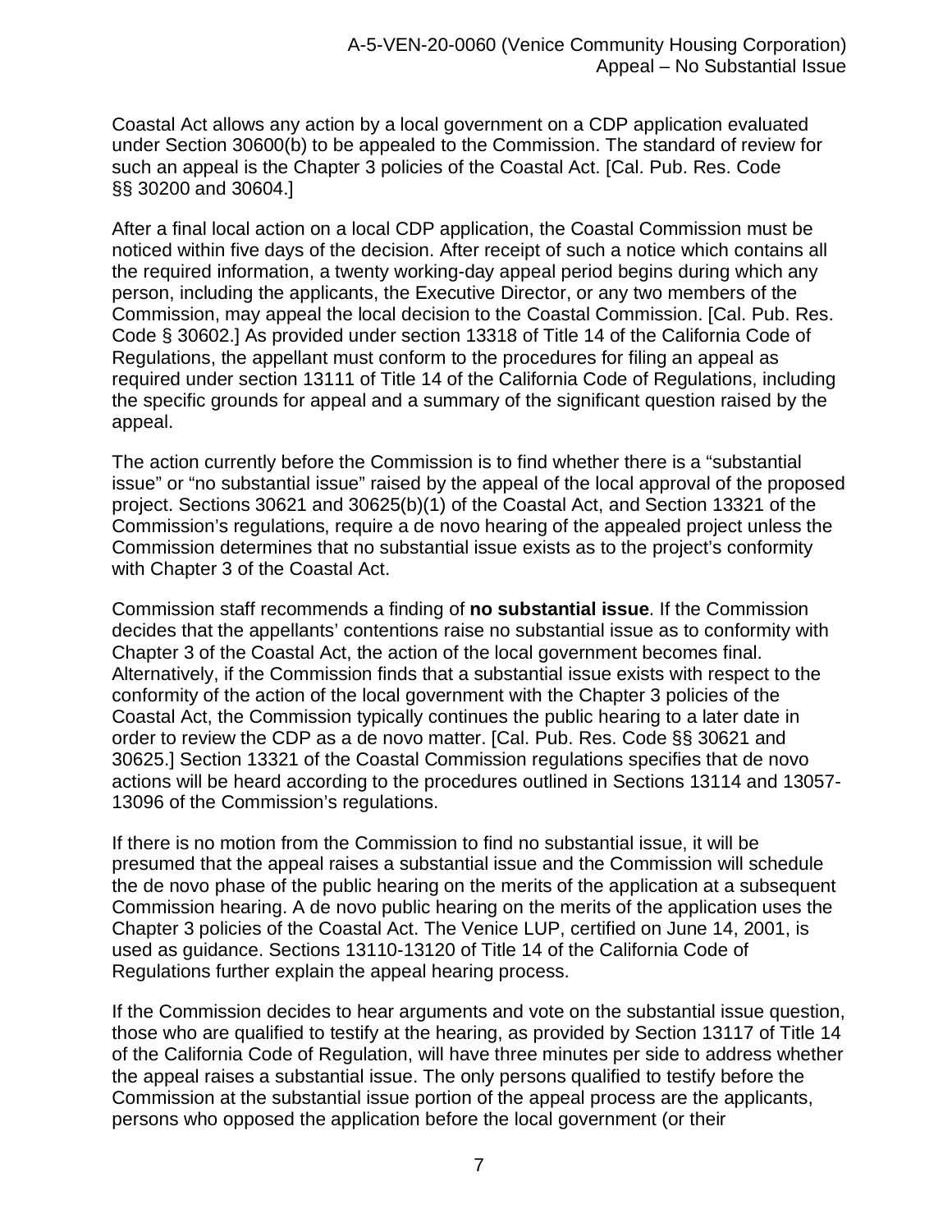Coastal Act allows any action by a local government on a CDP application evaluated under Section 30600(b) to be appealed to the Commission. The standard of review for such an appeal is the Chapter 3 policies of the Coastal Act. [Cal. Pub. Res. Code §§ 30200 and 30604.]

After a final local action on a local CDP application, the Coastal Commission must be noticed within five days of the decision. After receipt of such a notice which contains all the required information, a twenty working-day appeal period begins during which any person, including the applicants, the Executive Director, or any two members of the Commission, may appeal the local decision to the Coastal Commission. [Cal. Pub. Res. Code § 30602.] As provided under section 13318 of Title 14 of the California Code of Regulations, the appellant must conform to the procedures for filing an appeal as required under section 13111 of Title 14 of the California Code of Regulations, including the specific grounds for appeal and a summary of the significant question raised by the appeal.

The action currently before the Commission is to find whether there is a "substantial issue" or "no substantial issue" raised by the appeal of the local approval of the proposed project. Sections 30621 and 30625(b)(1) of the Coastal Act, and Section 13321 of the Commission's regulations, require a de novo hearing of the appealed project unless the Commission determines that no substantial issue exists as to the project's conformity with Chapter 3 of the Coastal Act.

Commission staff recommends a finding of **no substantial issue**. If the Commission decides that the appellants' contentions raise no substantial issue as to conformity with Chapter 3 of the Coastal Act, the action of the local government becomes final. Alternatively, if the Commission finds that a substantial issue exists with respect to the conformity of the action of the local government with the Chapter 3 policies of the Coastal Act, the Commission typically continues the public hearing to a later date in order to review the CDP as a de novo matter. [Cal. Pub. Res. Code §§ 30621 and 30625.] Section 13321 of the Coastal Commission regulations specifies that de novo actions will be heard according to the procedures outlined in Sections 13114 and 13057-13096 of the Commission's regulations.

If there is no motion from the Commission to find no substantial issue, it will be presumed that the appeal raises a substantial issue and the Commission will schedule the de novo phase of the public hearing on the merits of the application at a subsequent Commission hearing. A de novo public hearing on the merits of the application uses the Chapter 3 policies of the Coastal Act. The Venice LUP, certified on June 14, 2001, is used as guidance. Sections 13110-13120 of Title 14 of the California Code of Regulations further explain the appeal hearing process.

If the Commission decides to hear arguments and vote on the substantial issue question, those who are qualified to testify at the hearing, as provided by Section 13117 of Title 14 of the California Code of Regulation, will have three minutes per side to address whether the appeal raises a substantial issue. The only persons qualified to testify before the Commission at the substantial issue portion of the appeal process are the applicants, persons who opposed the application before the local government (or their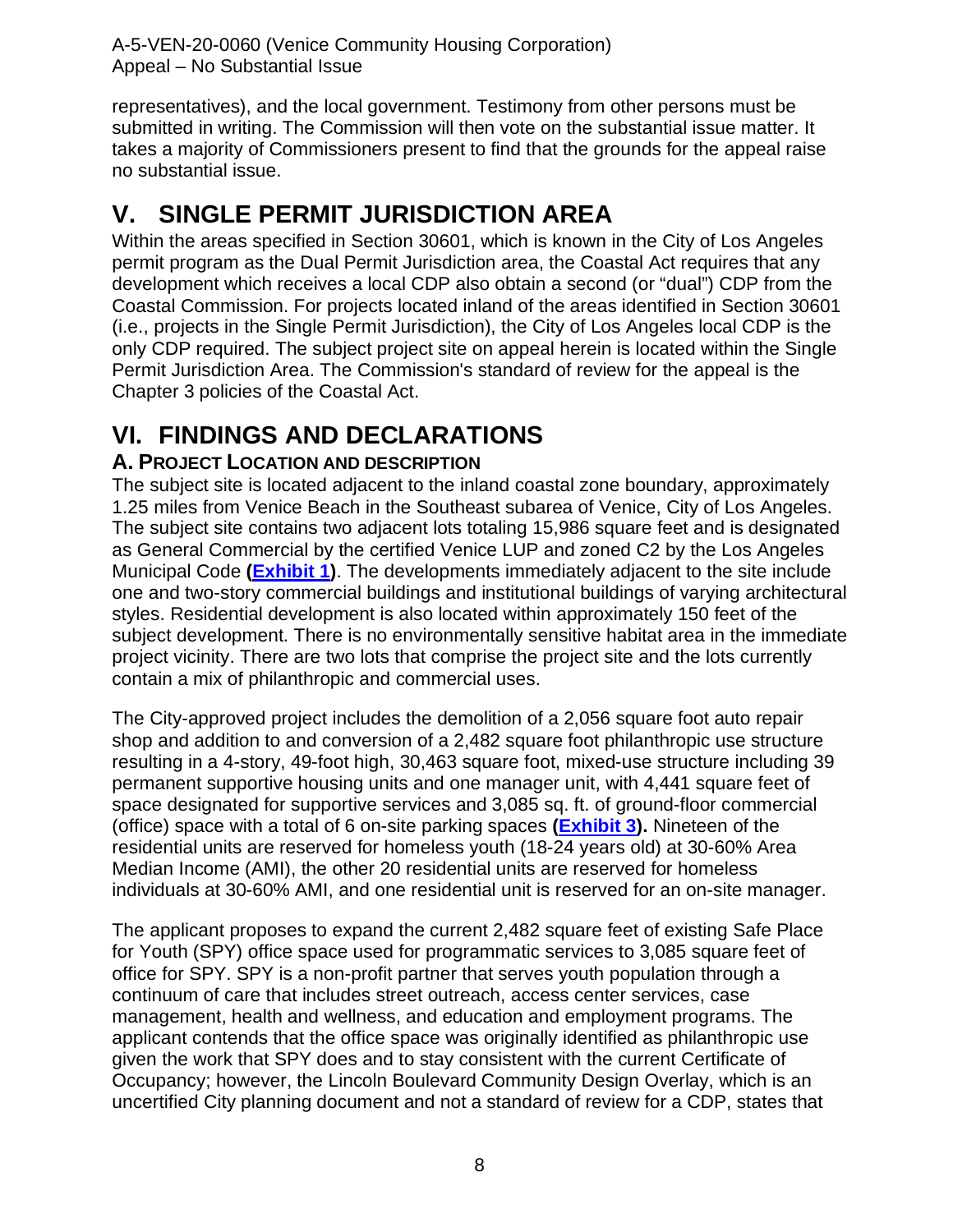representatives), and the local government. Testimony from other persons must be submitted in writing. The Commission will then vote on the substantial issue matter. It takes a majority of Commissioners present to find that the grounds for the appeal raise no substantial issue.

# V. SINGLE PERMIT JURISDICTION AREA

Within the areas specified in Section 30601, which is known in the City of Los Angeles permit program as the Dual Permit Jurisdiction area, the Coastal Act requires that any development which receives a local CDP also obtain a second (or "dual") CDP from the Coastal Commission. For projects located inland of the areas identified in Section 30601 (i.e., projects in the Single Permit Jurisdiction), the City of Los Angeles local CDP is the only CDP required. The subject project site on appeal herein is located within the Single Permit Jurisdiction Area. The Commission's standard of review for the appeal is the Chapter 3 policies of the Coastal Act.

# VI. FINDINGS AND DECLARATIONS

## A. PROJECT LOCATION AND DESCRIPTION

The subject site is located adjacent to the inland coastal zone boundary, approximately 1.25 miles from Venice Beach in the Southeast subarea of Venice, City of Los Angeles. The subject site contains two adjacent lots totaling 15,986 square feet and is designated as General Commercial by the certified Venice LUP and zoned C2 by the Los Angeles Municipal Code **(Exhibit 1)**. The developments immediately adjacent to the site include one and two-story commercial buildings and institutional buildings of varying architectural styles. Residential development is also located within approximately 150 feet of the subject development. There is no environmentally sensitive habitat area in the immediate project vicinity. There are two lots that comprise the project site and the lots currently contain a mix of philanthropic and commercial uses.

The City-approved project includes the demolition of a 2,056 square foot auto repair shop and addition to and conversion of a 2,482 square foot philanthropic use structure resulting in a 4-story, 49-foot high, 30,463 square foot, mixed-use structure including 39 permanent supportive housing units and one manager unit, with 4,441 square feet of space designated for supportive services and 3,085 sq. ft. of ground-floor commercial (office) space with a total of 6 on-site parking spaces **(Exhibit 3).** Nineteen of the residential units are reserved for homeless youth (18-24 years old) at 30-60% Area Median Income (AMI), the other 20 residential units are reserved for homeless individuals at 30-60% AMI, and one residential unit is reserved for an on-site manager.

The applicant proposes to expand the current 2,482 square feet of existing Safe Place for Youth (SPY) office space used for programmatic services to 3,085 square feet of office for SPY. SPY is a non-profit partner that serves youth population through a continuum of care that includes street outreach, access center services, case management, health and wellness, and education and employment programs. The applicant contends that the office space was originally identified as philanthropic use given the work that SPY does and to stay consistent with the current Certificate of Occupancy; however, the Lincoln Boulevard Community Design Overlay, which is an uncertified City planning document and not a standard of review for a CDP, states that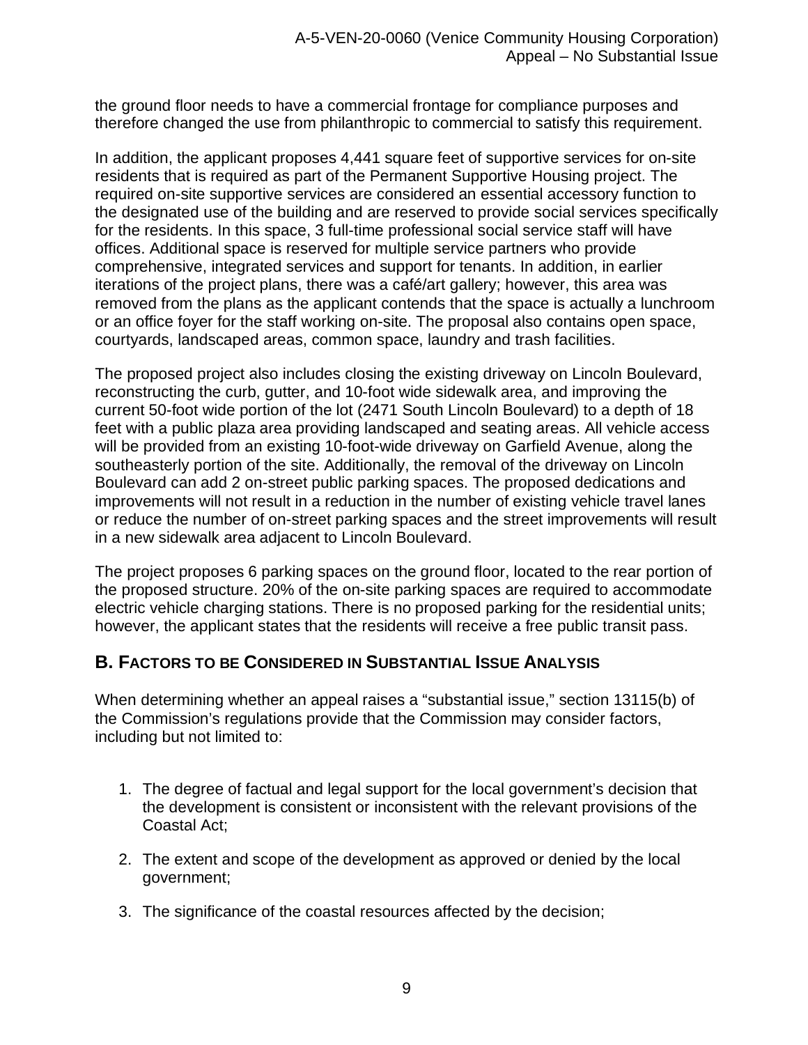the ground floor needs to have a commercial frontage for compliance purposes and therefore changed the use from philanthropic to commercial to satisfy this requirement.

In addition, the applicant proposes 4,441 square feet of supportive services for on-site residents that is required as part of the Permanent Supportive Housing project. The required on-site supportive services are considered an essential accessory function to the designated use of the building and are reserved to provide social services specifically for the residents. In this space, 3 full-time professional social service staff will have offices. Additional space is reserved for multiple service partners who provide comprehensive, integrated services and support for tenants. In addition, in earlier iterations of the project plans, there was a café/art gallery; however, this area was removed from the plans as the applicant contends that the space is actually a lunchroom or an office foyer for the staff working on-site. The proposal also contains open space, courtyards, landscaped areas, common space, laundry and trash facilities.

The proposed project also includes closing the existing driveway on Lincoln Boulevard, reconstructing the curb, gutter, and 10-foot wide sidewalk area, and improving the current 50-foot wide portion of the lot (2471 South Lincoln Boulevard) to a depth of 18 feet with a public plaza area providing landscaped and seating areas. All vehicle access will be provided from an existing 10-foot-wide driveway on Garfield Avenue, along the southeasterly portion of the site. Additionally, the removal of the driveway on Lincoln Boulevard can add 2 on-street public parking spaces. The proposed dedications and improvements will not result in a reduction in the number of existing vehicle travel lanes or reduce the number of on-street parking spaces and the street improvements will result in a new sidewalk area adjacent to Lincoln Boulevard.

The project proposes 6 parking spaces on the ground floor, located to the rear portion of the proposed structure. 20% of the on-site parking spaces are required to accommodate electric vehicle charging stations. There is no proposed parking for the residential units; however, the applicant states that the residents will receive a free public transit pass.

## B. Factors to be Considered in Substantial Issue Analysis

When determining whether an appeal raises a "substantial issue," section 13115(b) of the Commission's regulations provide that the Commission may consider factors, including but not limited to:

1. The degree of factual and legal support for the local government's decision that the development is consistent or inconsistent with the relevant provisions of the Coastal Act;

2. The extent and scope of the development as approved or denied by the local government;

3. The significance of the coastal resources affected by the decision;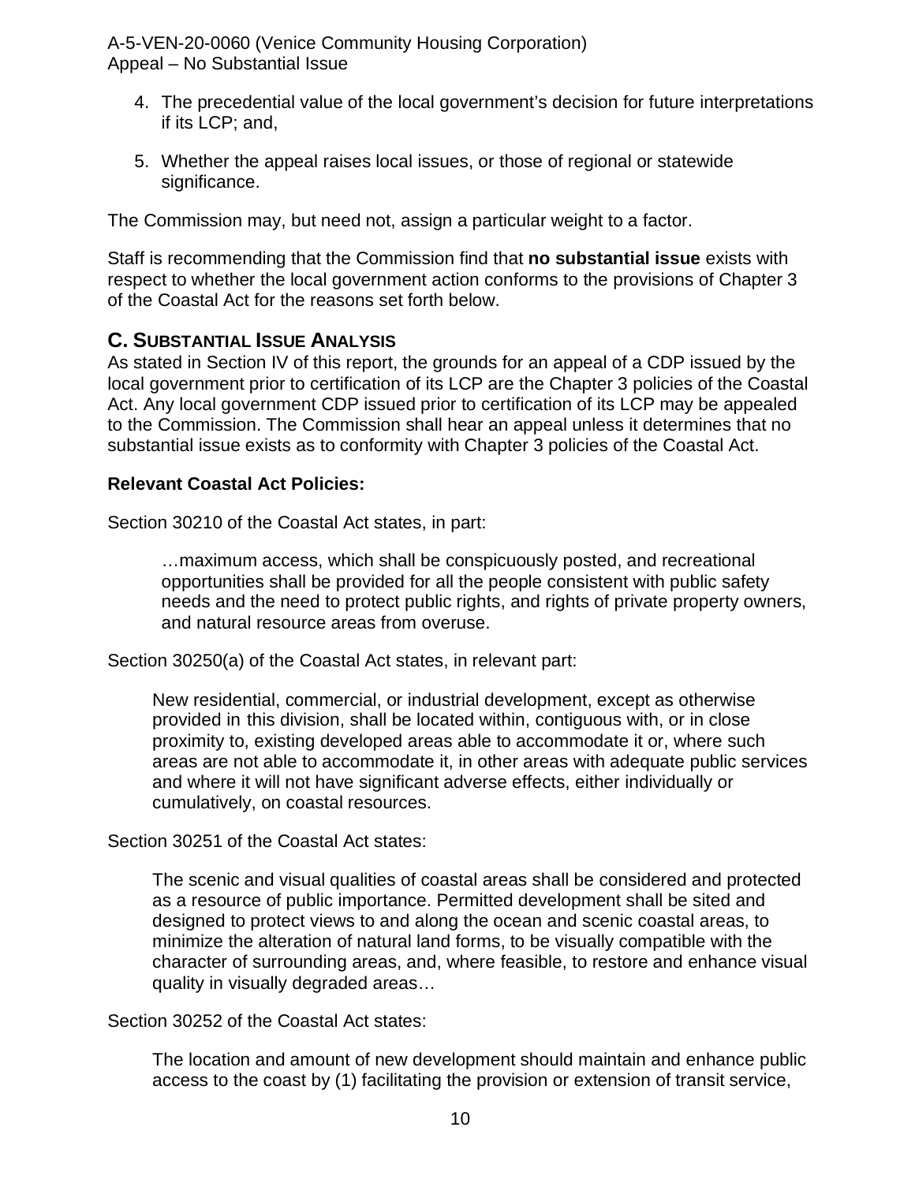4. The precedential value of the local government's decision for future interpretations if its LCP; and,

5. Whether the appeal raises local issues, or those of regional or statewide significance.

The Commission may, but need not, assign a particular weight to a factor.

Staff is recommending that the Commission find that **no substantial issue** exists with respect to whether the local government action conforms to the provisions of Chapter 3 of the Coastal Act for the reasons set forth below.

## C. SUBSTANTIAL ISSUE ANALYSIS

As stated in Section IV of this report, the grounds for an appeal of a CDP issued by the local government prior to certification of its LCP are the Chapter 3 policies of the Coastal Act. Any local government CDP issued prior to certification of its LCP may be appealed to the Commission. The Commission shall hear an appeal unless it determines that no substantial issue exists as to conformity with Chapter 3 policies of the Coastal Act.

**Relevant Coastal Act Policies:**

Section 30210 of the Coastal Act states, in part:

> …maximum access, which shall be conspicuously posted, and recreational opportunities shall be provided for all the people consistent with public safety needs and the need to protect public rights, and rights of private property owners, and natural resource areas from overuse.

Section 30250(a) of the Coastal Act states, in relevant part:

> New residential, commercial, or industrial development, except as otherwise provided in this division, shall be located within, contiguous with, or in close proximity to, existing developed areas able to accommodate it or, where such areas are not able to accommodate it, in other areas with adequate public services and where it will not have significant adverse effects, either individually or cumulatively, on coastal resources.

Section 30251 of the Coastal Act states:

> The scenic and visual qualities of coastal areas shall be considered and protected as a resource of public importance. Permitted development shall be sited and designed to protect views to and along the ocean and scenic coastal areas, to minimize the alteration of natural land forms, to be visually compatible with the character of surrounding areas, and, where feasible, to restore and enhance visual quality in visually degraded areas…

Section 30252 of the Coastal Act states:

> The location and amount of new development should maintain and enhance public access to the coast by (1) facilitating the provision or extension of transit service,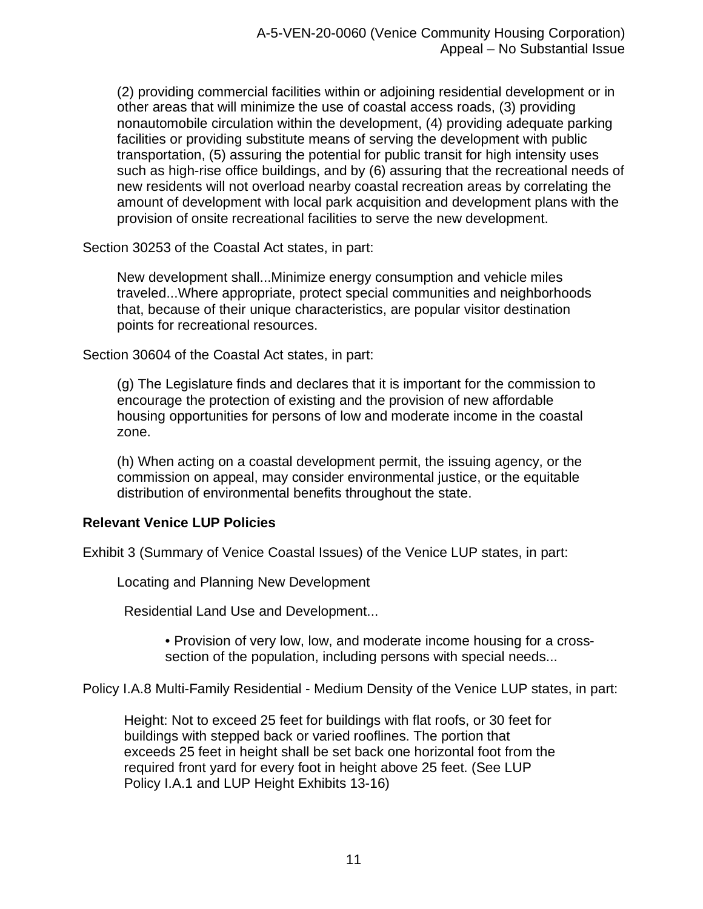(2) providing commercial facilities within or adjoining residential development or in other areas that will minimize the use of coastal access roads, (3) providing nonautomobile circulation within the development, (4) providing adequate parking facilities or providing substitute means of serving the development with public transportation, (5) assuring the potential for public transit for high intensity uses such as high-rise office buildings, and by (6) assuring that the recreational needs of new residents will not overload nearby coastal recreation areas by correlating the amount of development with local park acquisition and development plans with the provision of onsite recreational facilities to serve the new development.

Section 30253 of the Coastal Act states, in part:

> New development shall...Minimize energy consumption and vehicle miles traveled...Where appropriate, protect special communities and neighborhoods that, because of their unique characteristics, are popular visitor destination points for recreational resources.

Section 30604 of the Coastal Act states, in part:

> (g) The Legislature finds and declares that it is important for the commission to encourage the protection of existing and the provision of new affordable housing opportunities for persons of low and moderate income in the coastal zone.
>
> (h) When acting on a coastal development permit, the issuing agency, or the commission on appeal, may consider environmental justice, or the equitable distribution of environmental benefits throughout the state.

**Relevant Venice LUP Policies**

Exhibit 3 (Summary of Venice Coastal Issues) of the Venice LUP states, in part:

> Locating and Planning New Development
>
> Residential Land Use and Development...
>
> - Provision of very low, low, and moderate income housing for a cross-section of the population, including persons with special needs...

Policy I.A.8 Multi-Family Residential - Medium Density of the Venice LUP states, in part:

> Height: Not to exceed 25 feet for buildings with flat roofs, or 30 feet for buildings with stepped back or varied rooflines. The portion that exceeds 25 feet in height shall be set back one horizontal foot from the required front yard for every foot in height above 25 feet. (See LUP Policy I.A.1 and LUP Height Exhibits 13-16)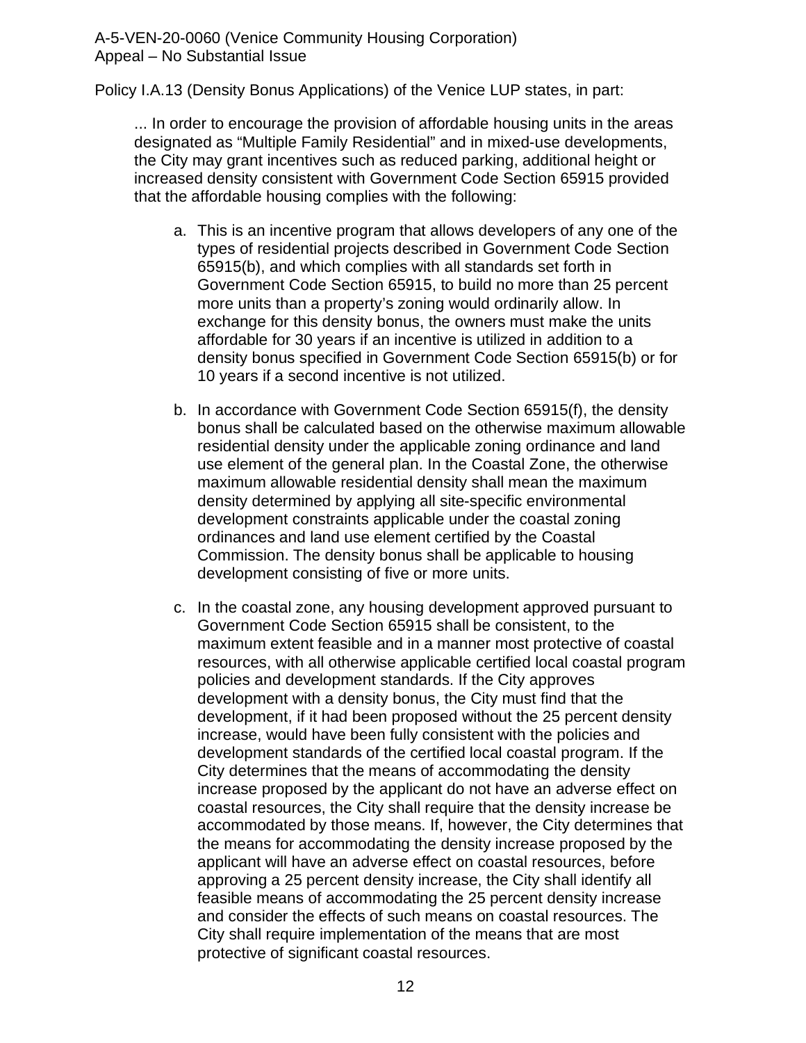Policy I.A.13 (Density Bonus Applications) of the Venice LUP states, in part:

> ... In order to encourage the provision of affordable housing units in the areas designated as "Multiple Family Residential" and in mixed-use developments, the City may grant incentives such as reduced parking, additional height or increased density consistent with Government Code Section 65915 provided that the affordable housing complies with the following:
>
> a. This is an incentive program that allows developers of any one of the types of residential projects described in Government Code Section 65915(b), and which complies with all standards set forth in Government Code Section 65915, to build no more than 25 percent more units than a property's zoning would ordinarily allow. In exchange for this density bonus, the owners must make the units affordable for 30 years if an incentive is utilized in addition to a density bonus specified in Government Code Section 65915(b) or for 10 years if a second incentive is not utilized.
>
> b. In accordance with Government Code Section 65915(f), the density bonus shall be calculated based on the otherwise maximum allowable residential density under the applicable zoning ordinance and land use element of the general plan. In the Coastal Zone, the otherwise maximum allowable residential density shall mean the maximum density determined by applying all site-specific environmental development constraints applicable under the coastal zoning ordinances and land use element certified by the Coastal Commission. The density bonus shall be applicable to housing development consisting of five or more units.
>
> c. In the coastal zone, any housing development approved pursuant to Government Code Section 65915 shall be consistent, to the maximum extent feasible and in a manner most protective of coastal resources, with all otherwise applicable certified local coastal program policies and development standards. If the City approves development with a density bonus, the City must find that the development, if it had been proposed without the 25 percent density increase, would have been fully consistent with the policies and development standards of the certified local coastal program. If the City determines that the means of accommodating the density increase proposed by the applicant do not have an adverse effect on coastal resources, the City shall require that the density increase be accommodated by those means. If, however, the City determines that the means for accommodating the density increase proposed by the applicant will have an adverse effect on coastal resources, before approving a 25 percent density increase, the City shall identify all feasible means of accommodating the 25 percent density increase and consider the effects of such means on coastal resources. The City shall require implementation of the means that are most protective of significant coastal resources.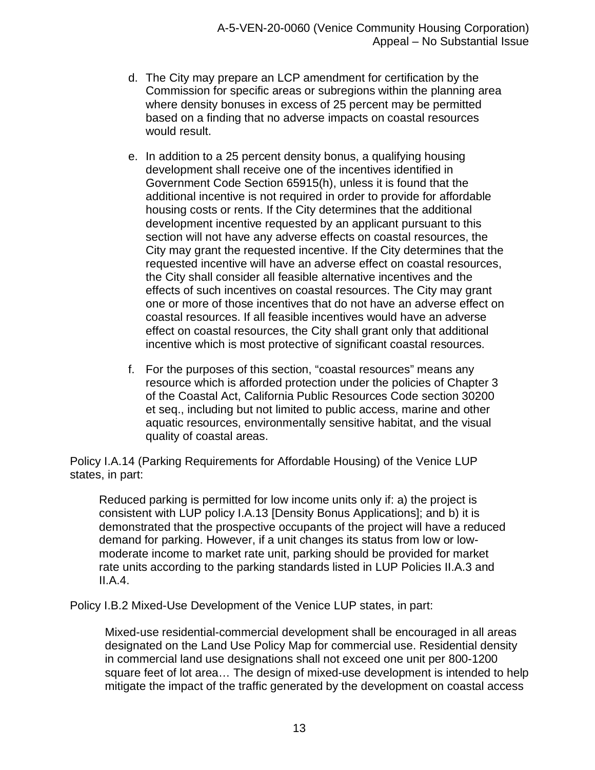d. The City may prepare an LCP amendment for certification by the Commission for specific areas or subregions within the planning area where density bonuses in excess of 25 percent may be permitted based on a finding that no adverse impacts on coastal resources would result.

e. In addition to a 25 percent density bonus, a qualifying housing development shall receive one of the incentives identified in Government Code Section 65915(h), unless it is found that the additional incentive is not required in order to provide for affordable housing costs or rents. If the City determines that the additional development incentive requested by an applicant pursuant to this section will not have any adverse effects on coastal resources, the City may grant the requested incentive. If the City determines that the requested incentive will have an adverse effect on coastal resources, the City shall consider all feasible alternative incentives and the effects of such incentives on coastal resources. The City may grant one or more of those incentives that do not have an adverse effect on coastal resources. If all feasible incentives would have an adverse effect on coastal resources, the City shall grant only that additional incentive which is most protective of significant coastal resources.

f. For the purposes of this section, "coastal resources" means any resource which is afforded protection under the policies of Chapter 3 of the Coastal Act, California Public Resources Code section 30200 et seq., including but not limited to public access, marine and other aquatic resources, environmentally sensitive habitat, and the visual quality of coastal areas.

Policy I.A.14 (Parking Requirements for Affordable Housing) of the Venice LUP states, in part:

> Reduced parking is permitted for low income units only if: a) the project is consistent with LUP policy I.A.13 [Density Bonus Applications]; and b) it is demonstrated that the prospective occupants of the project will have a reduced demand for parking. However, if a unit changes its status from low or low-moderate income to market rate unit, parking should be provided for market rate units according to the parking standards listed in LUP Policies II.A.3 and II.A.4.

Policy I.B.2 Mixed-Use Development of the Venice LUP states, in part:

> Mixed-use residential-commercial development shall be encouraged in all areas designated on the Land Use Policy Map for commercial use. Residential density in commercial land use designations shall not exceed one unit per 800-1200 square feet of lot area… The design of mixed-use development is intended to help mitigate the impact of the traffic generated by the development on coastal access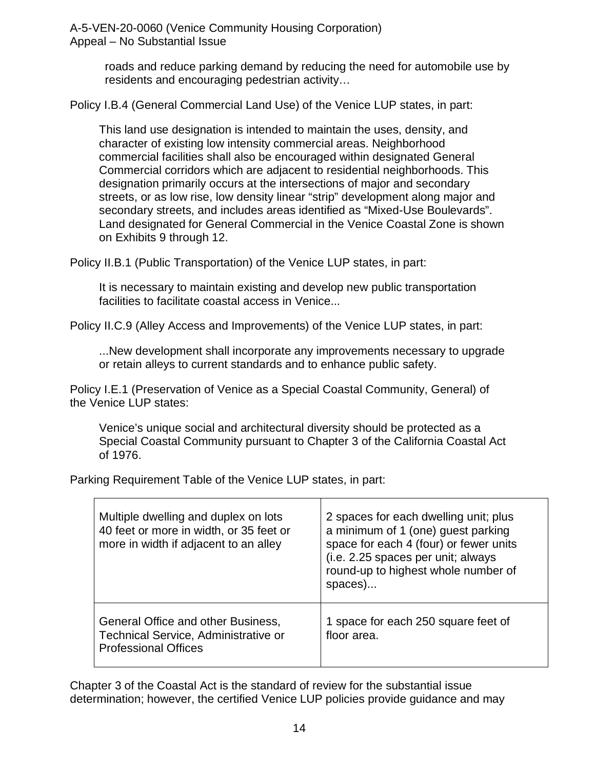roads and reduce parking demand by reducing the need for automobile use by residents and encouraging pedestrian activity…

Policy I.B.4 (General Commercial Land Use) of the Venice LUP states, in part:

> This land use designation is intended to maintain the uses, density, and character of existing low intensity commercial areas. Neighborhood commercial facilities shall also be encouraged within designated General Commercial corridors which are adjacent to residential neighborhoods. This designation primarily occurs at the intersections of major and secondary streets, or as low rise, low density linear "strip" development along major and secondary streets, and includes areas identified as "Mixed-Use Boulevards". Land designated for General Commercial in the Venice Coastal Zone is shown on Exhibits 9 through 12.

Policy II.B.1 (Public Transportation) of the Venice LUP states, in part:

> It is necessary to maintain existing and develop new public transportation facilities to facilitate coastal access in Venice...

Policy II.C.9 (Alley Access and Improvements) of the Venice LUP states, in part:

> ...New development shall incorporate any improvements necessary to upgrade or retain alleys to current standards and to enhance public safety.

Policy I.E.1 (Preservation of Venice as a Special Coastal Community, General) of the Venice LUP states:

> Venice's unique social and architectural diversity should be protected as a Special Coastal Community pursuant to Chapter 3 of the California Coastal Act of 1976.

Parking Requirement Table of the Venice LUP states, in part:

| | |
|---|---|
| Multiple dwelling and duplex on lots 40 feet or more in width, or 35 feet or more in width if adjacent to an alley | 2 spaces for each dwelling unit; plus a minimum of 1 (one) guest parking space for each 4 (four) or fewer units (i.e. 2.25 spaces per unit; always round-up to highest whole number of spaces)... |
| General Office and other Business, Technical Service, Administrative or Professional Offices | 1 space for each 250 square feet of floor area. |

Chapter 3 of the Coastal Act is the standard of review for the substantial issue determination; however, the certified Venice LUP policies provide guidance and may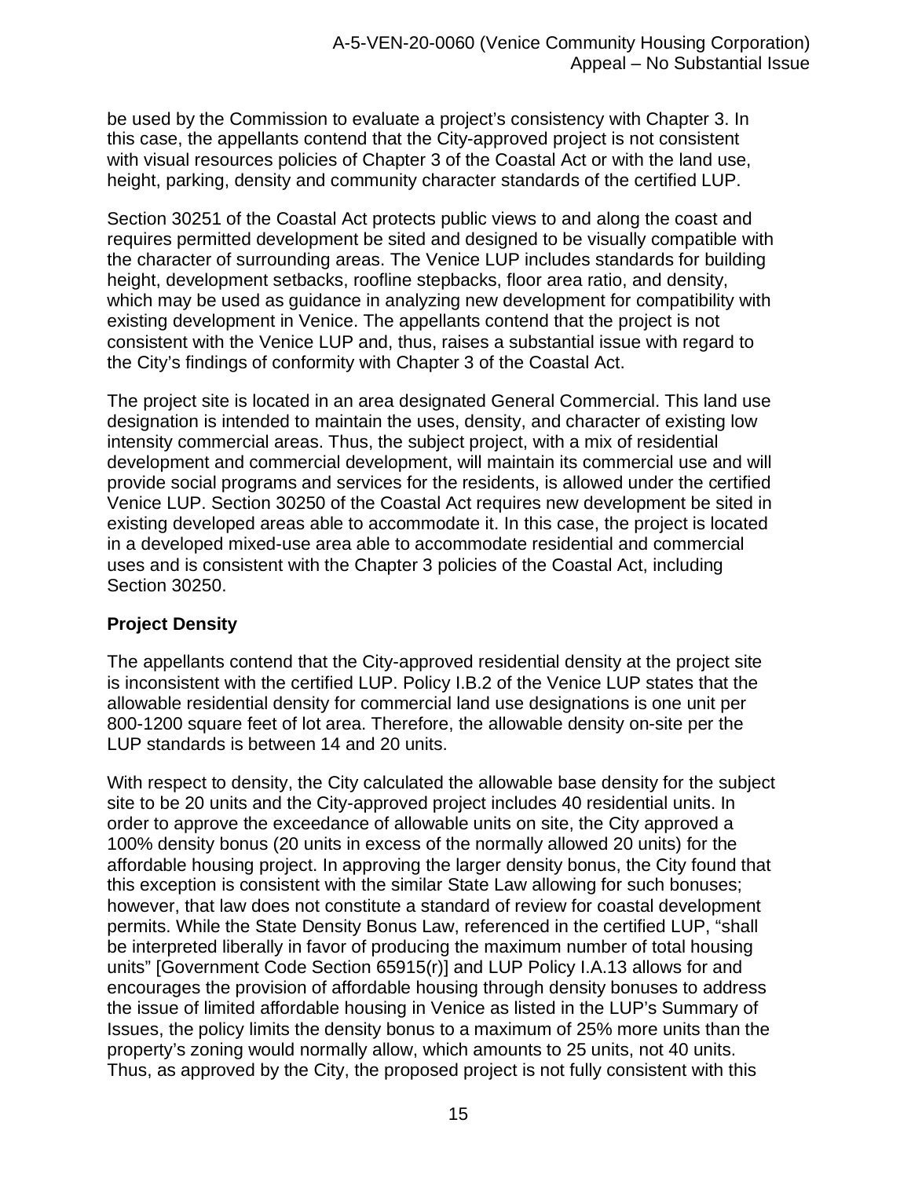be used by the Commission to evaluate a project's consistency with Chapter 3. In this case, the appellants contend that the City-approved project is not consistent with visual resources policies of Chapter 3 of the Coastal Act or with the land use, height, parking, density and community character standards of the certified LUP.

Section 30251 of the Coastal Act protects public views to and along the coast and requires permitted development be sited and designed to be visually compatible with the character of surrounding areas. The Venice LUP includes standards for building height, development setbacks, roofline stepbacks, floor area ratio, and density, which may be used as guidance in analyzing new development for compatibility with existing development in Venice. The appellants contend that the project is not consistent with the Venice LUP and, thus, raises a substantial issue with regard to the City's findings of conformity with Chapter 3 of the Coastal Act.

The project site is located in an area designated General Commercial. This land use designation is intended to maintain the uses, density, and character of existing low intensity commercial areas. Thus, the subject project, with a mix of residential development and commercial development, will maintain its commercial use and will provide social programs and services for the residents, is allowed under the certified Venice LUP. Section 30250 of the Coastal Act requires new development be sited in existing developed areas able to accommodate it. In this case, the project is located in a developed mixed-use area able to accommodate residential and commercial uses and is consistent with the Chapter 3 policies of the Coastal Act, including Section 30250.

**Project Density**

The appellants contend that the City-approved residential density at the project site is inconsistent with the certified LUP. Policy I.B.2 of the Venice LUP states that the allowable residential density for commercial land use designations is one unit per 800-1200 square feet of lot area. Therefore, the allowable density on-site per the LUP standards is between 14 and 20 units.

With respect to density, the City calculated the allowable base density for the subject site to be 20 units and the City-approved project includes 40 residential units. In order to approve the exceedance of allowable units on site, the City approved a 100% density bonus (20 units in excess of the normally allowed 20 units) for the affordable housing project. In approving the larger density bonus, the City found that this exception is consistent with the similar State Law allowing for such bonuses; however, that law does not constitute a standard of review for coastal development permits. While the State Density Bonus Law, referenced in the certified LUP, "shall be interpreted liberally in favor of producing the maximum number of total housing units" [Government Code Section 65915(r)] and LUP Policy I.A.13 allows for and encourages the provision of affordable housing through density bonuses to address the issue of limited affordable housing in Venice as listed in the LUP's Summary of Issues, the policy limits the density bonus to a maximum of 25% more units than the property's zoning would normally allow, which amounts to 25 units, not 40 units. Thus, as approved by the City, the proposed project is not fully consistent with this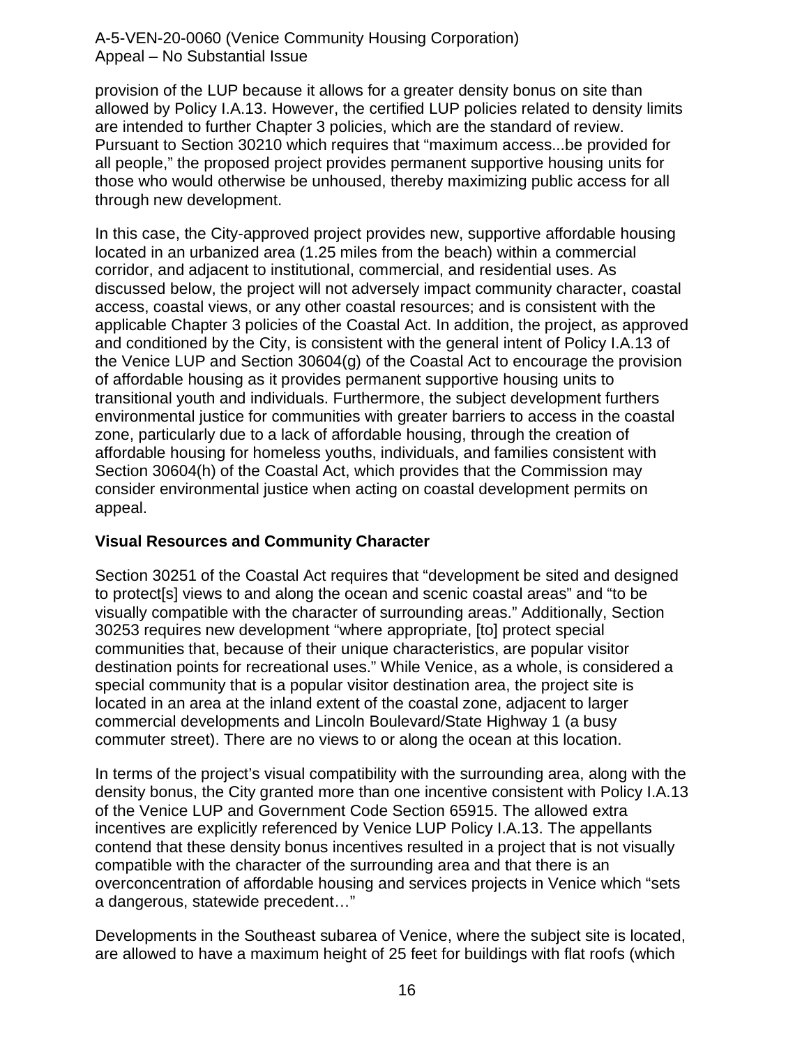provision of the LUP because it allows for a greater density bonus on site than allowed by Policy I.A.13. However, the certified LUP policies related to density limits are intended to further Chapter 3 policies, which are the standard of review. Pursuant to Section 30210 which requires that "maximum access...be provided for all people," the proposed project provides permanent supportive housing units for those who would otherwise be unhoused, thereby maximizing public access for all through new development.

In this case, the City-approved project provides new, supportive affordable housing located in an urbanized area (1.25 miles from the beach) within a commercial corridor, and adjacent to institutional, commercial, and residential uses. As discussed below, the project will not adversely impact community character, coastal access, coastal views, or any other coastal resources; and is consistent with the applicable Chapter 3 policies of the Coastal Act. In addition, the project, as approved and conditioned by the City, is consistent with the general intent of Policy I.A.13 of the Venice LUP and Section 30604(g) of the Coastal Act to encourage the provision of affordable housing as it provides permanent supportive housing units to transitional youth and individuals. Furthermore, the subject development furthers environmental justice for communities with greater barriers to access in the coastal zone, particularly due to a lack of affordable housing, through the creation of affordable housing for homeless youths, individuals, and families consistent with Section 30604(h) of the Coastal Act, which provides that the Commission may consider environmental justice when acting on coastal development permits on appeal.

**Visual Resources and Community Character**

Section 30251 of the Coastal Act requires that "development be sited and designed to protect[s] views to and along the ocean and scenic coastal areas" and "to be visually compatible with the character of surrounding areas." Additionally, Section 30253 requires new development "where appropriate, [to] protect special communities that, because of their unique characteristics, are popular visitor destination points for recreational uses." While Venice, as a whole, is considered a special community that is a popular visitor destination area, the project site is located in an area at the inland extent of the coastal zone, adjacent to larger commercial developments and Lincoln Boulevard/State Highway 1 (a busy commuter street). There are no views to or along the ocean at this location.

In terms of the project's visual compatibility with the surrounding area, along with the density bonus, the City granted more than one incentive consistent with Policy I.A.13 of the Venice LUP and Government Code Section 65915. The allowed extra incentives are explicitly referenced by Venice LUP Policy I.A.13. The appellants contend that these density bonus incentives resulted in a project that is not visually compatible with the character of the surrounding area and that there is an overconcentration of affordable housing and services projects in Venice which "sets a dangerous, statewide precedent…"

Developments in the Southeast subarea of Venice, where the subject site is located, are allowed to have a maximum height of 25 feet for buildings with flat roofs (which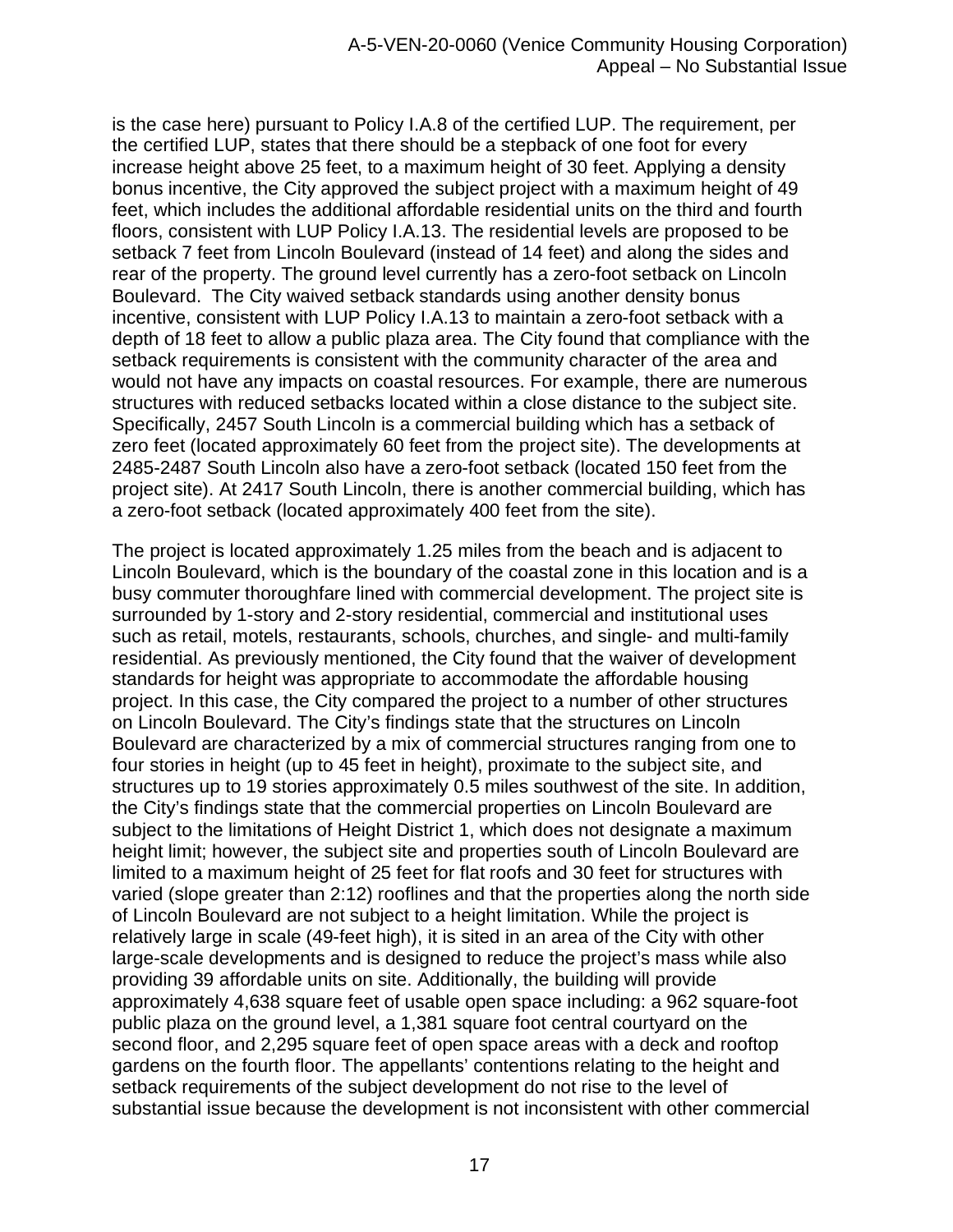is the case here) pursuant to Policy I.A.8 of the certified LUP. The requirement, per the certified LUP, states that there should be a stepback of one foot for every increase height above 25 feet, to a maximum height of 30 feet. Applying a density bonus incentive, the City approved the subject project with a maximum height of 49 feet, which includes the additional affordable residential units on the third and fourth floors, consistent with LUP Policy I.A.13. The residential levels are proposed to be setback 7 feet from Lincoln Boulevard (instead of 14 feet) and along the sides and rear of the property. The ground level currently has a zero-foot setback on Lincoln Boulevard. The City waived setback standards using another density bonus incentive, consistent with LUP Policy I.A.13 to maintain a zero-foot setback with a depth of 18 feet to allow a public plaza area. The City found that compliance with the setback requirements is consistent with the community character of the area and would not have any impacts on coastal resources. For example, there are numerous structures with reduced setbacks located within a close distance to the subject site. Specifically, 2457 South Lincoln is a commercial building which has a setback of zero feet (located approximately 60 feet from the project site). The developments at 2485-2487 South Lincoln also have a zero-foot setback (located 150 feet from the project site). At 2417 South Lincoln, there is another commercial building, which has a zero-foot setback (located approximately 400 feet from the site).

The project is located approximately 1.25 miles from the beach and is adjacent to Lincoln Boulevard, which is the boundary of the coastal zone in this location and is a busy commuter thoroughfare lined with commercial development. The project site is surrounded by 1-story and 2-story residential, commercial and institutional uses such as retail, motels, restaurants, schools, churches, and single- and multi-family residential. As previously mentioned, the City found that the waiver of development standards for height was appropriate to accommodate the affordable housing project. In this case, the City compared the project to a number of other structures on Lincoln Boulevard. The City's findings state that the structures on Lincoln Boulevard are characterized by a mix of commercial structures ranging from one to four stories in height (up to 45 feet in height), proximate to the subject site, and structures up to 19 stories approximately 0.5 miles southwest of the site. In addition, the City's findings state that the commercial properties on Lincoln Boulevard are subject to the limitations of Height District 1, which does not designate a maximum height limit; however, the subject site and properties south of Lincoln Boulevard are limited to a maximum height of 25 feet for flat roofs and 30 feet for structures with varied (slope greater than 2:12) rooflines and that the properties along the north side of Lincoln Boulevard are not subject to a height limitation. While the project is relatively large in scale (49-feet high), it is sited in an area of the City with other large-scale developments and is designed to reduce the project's mass while also providing 39 affordable units on site. Additionally, the building will provide approximately 4,638 square feet of usable open space including: a 962 square-foot public plaza on the ground level, a 1,381 square foot central courtyard on the second floor, and 2,295 square feet of open space areas with a deck and rooftop gardens on the fourth floor. The appellants' contentions relating to the height and setback requirements of the subject development do not rise to the level of substantial issue because the development is not inconsistent with other commercial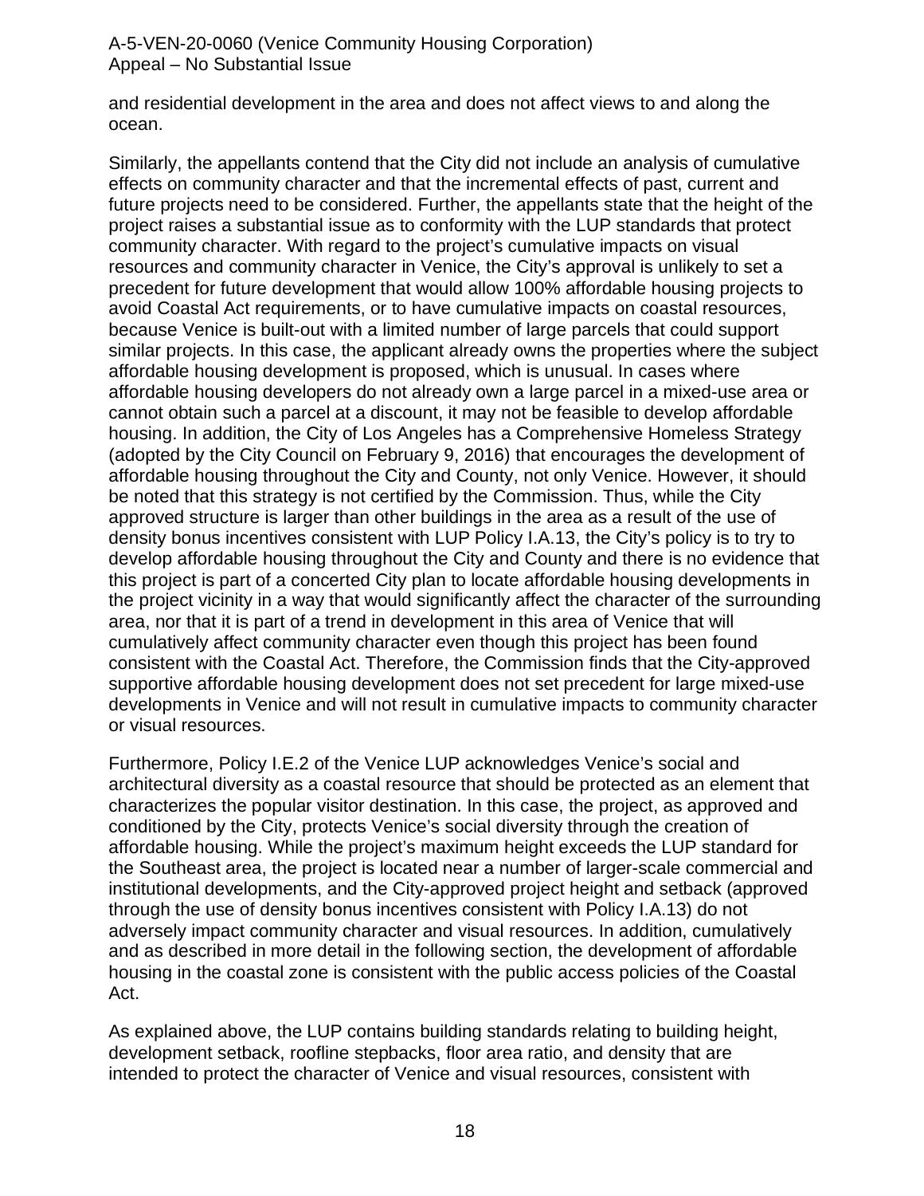and residential development in the area and does not affect views to and along the ocean.

Similarly, the appellants contend that the City did not include an analysis of cumulative effects on community character and that the incremental effects of past, current and future projects need to be considered. Further, the appellants state that the height of the project raises a substantial issue as to conformity with the LUP standards that protect community character. With regard to the project's cumulative impacts on visual resources and community character in Venice, the City's approval is unlikely to set a precedent for future development that would allow 100% affordable housing projects to avoid Coastal Act requirements, or to have cumulative impacts on coastal resources, because Venice is built-out with a limited number of large parcels that could support similar projects. In this case, the applicant already owns the properties where the subject affordable housing development is proposed, which is unusual. In cases where affordable housing developers do not already own a large parcel in a mixed-use area or cannot obtain such a parcel at a discount, it may not be feasible to develop affordable housing. In addition, the City of Los Angeles has a Comprehensive Homeless Strategy (adopted by the City Council on February 9, 2016) that encourages the development of affordable housing throughout the City and County, not only Venice. However, it should be noted that this strategy is not certified by the Commission. Thus, while the City approved structure is larger than other buildings in the area as a result of the use of density bonus incentives consistent with LUP Policy I.A.13, the City's policy is to try to develop affordable housing throughout the City and County and there is no evidence that this project is part of a concerted City plan to locate affordable housing developments in the project vicinity in a way that would significantly affect the character of the surrounding area, nor that it is part of a trend in development in this area of Venice that will cumulatively affect community character even though this project has been found consistent with the Coastal Act. Therefore, the Commission finds that the City-approved supportive affordable housing development does not set precedent for large mixed-use developments in Venice and will not result in cumulative impacts to community character or visual resources.

Furthermore, Policy I.E.2 of the Venice LUP acknowledges Venice's social and architectural diversity as a coastal resource that should be protected as an element that characterizes the popular visitor destination. In this case, the project, as approved and conditioned by the City, protects Venice's social diversity through the creation of affordable housing. While the project's maximum height exceeds the LUP standard for the Southeast area, the project is located near a number of larger-scale commercial and institutional developments, and the City-approved project height and setback (approved through the use of density bonus incentives consistent with Policy I.A.13) do not adversely impact community character and visual resources. In addition, cumulatively and as described in more detail in the following section, the development of affordable housing in the coastal zone is consistent with the public access policies of the Coastal Act.

As explained above, the LUP contains building standards relating to building height, development setback, roofline stepbacks, floor area ratio, and density that are intended to protect the character of Venice and visual resources, consistent with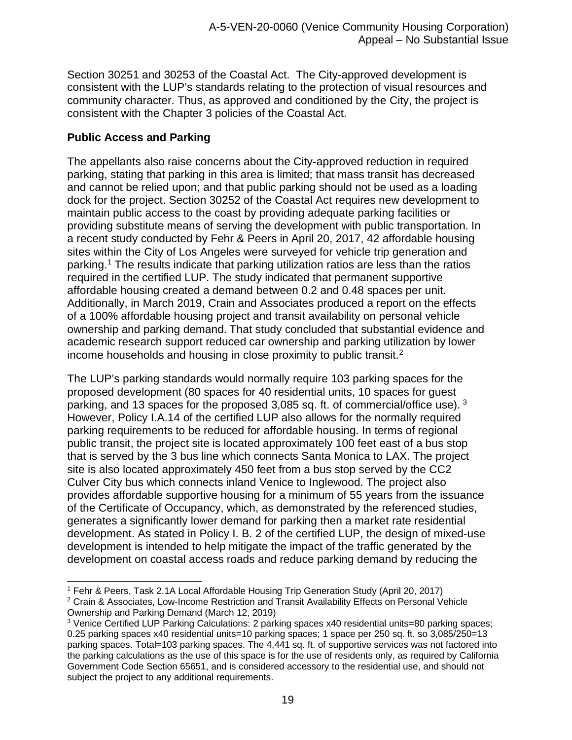Section 30251 and 30253 of the Coastal Act. The City-approved development is consistent with the LUP's standards relating to the protection of visual resources and community character. Thus, as approved and conditioned by the City, the project is consistent with the Chapter 3 policies of the Coastal Act.

**Public Access and Parking**

The appellants also raise concerns about the City-approved reduction in required parking, stating that parking in this area is limited; that mass transit has decreased and cannot be relied upon; and that public parking should not be used as a loading dock for the project. Section 30252 of the Coastal Act requires new development to maintain public access to the coast by providing adequate parking facilities or providing substitute means of serving the development with public transportation. In a recent study conducted by Fehr & Peers in April 20, 2017, 42 affordable housing sites within the City of Los Angeles were surveyed for vehicle trip generation and parking.[1] The results indicate that parking utilization ratios are less than the ratios required in the certified LUP. The study indicated that permanent supportive affordable housing created a demand between 0.2 and 0.48 spaces per unit. Additionally, in March 2019, Crain and Associates produced a report on the effects of a 100% affordable housing project and transit availability on personal vehicle ownership and parking demand. That study concluded that substantial evidence and academic research support reduced car ownership and parking utilization by lower income households and housing in close proximity to public transit.[2]

The LUP's parking standards would normally require 103 parking spaces for the proposed development (80 spaces for 40 residential units, 10 spaces for guest parking, and 13 spaces for the proposed 3,085 sq. ft. of commercial/office use).[3] However, Policy I.A.14 of the certified LUP also allows for the normally required parking requirements to be reduced for affordable housing. In terms of regional public transit, the project site is located approximately 100 feet east of a bus stop that is served by the 3 bus line which connects Santa Monica to LAX. The project site is also located approximately 450 feet from a bus stop served by the CC2 Culver City bus which connects inland Venice to Inglewood. The project also provides affordable supportive housing for a minimum of 55 years from the issuance of the Certificate of Occupancy, which, as demonstrated by the referenced studies, generates a significantly lower demand for parking then a market rate residential development. As stated in Policy I. B. 2 of the certified LUP, the design of mixed-use development is intended to help mitigate the impact of the traffic generated by the development on coastal access roads and reduce parking demand by reducing the

---

[1] Fehr & Peers, Task 2.1A Local Affordable Housing Trip Generation Study (April 20, 2017)

[2] Crain & Associates, Low-Income Restriction and Transit Availability Effects on Personal Vehicle Ownership and Parking Demand (March 12, 2019)

[3] Venice Certified LUP Parking Calculations: 2 parking spaces x40 residential units=80 parking spaces; 0.25 parking spaces x40 residential units=10 parking spaces; 1 space per 250 sq. ft. so 3,085/250=13 parking spaces. Total=103 parking spaces. The 4,441 sq. ft. of supportive services was not factored into the parking calculations as the use of this space is for the use of residents only, as required by California Government Code Section 65651, and is considered accessory to the residential use, and should not subject the project to any additional requirements.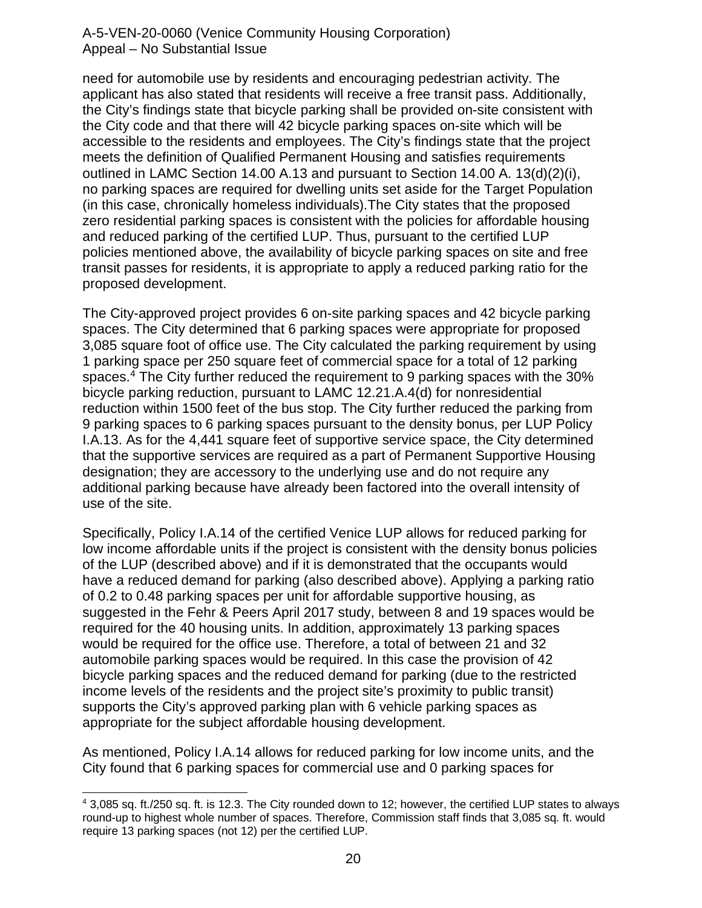need for automobile use by residents and encouraging pedestrian activity. The applicant has also stated that residents will receive a free transit pass. Additionally, the City's findings state that bicycle parking shall be provided on-site consistent with the City code and that there will 42 bicycle parking spaces on-site which will be accessible to the residents and employees. The City's findings state that the project meets the definition of Qualified Permanent Housing and satisfies requirements outlined in LAMC Section 14.00 A.13 and pursuant to Section 14.00 A. 13(d)(2)(i), no parking spaces are required for dwelling units set aside for the Target Population (in this case, chronically homeless individuals).The City states that the proposed zero residential parking spaces is consistent with the policies for affordable housing and reduced parking of the certified LUP. Thus, pursuant to the certified LUP policies mentioned above, the availability of bicycle parking spaces on site and free transit passes for residents, it is appropriate to apply a reduced parking ratio for the proposed development.

The City-approved project provides 6 on-site parking spaces and 42 bicycle parking spaces. The City determined that 6 parking spaces were appropriate for proposed 3,085 square foot of office use. The City calculated the parking requirement by using 1 parking space per 250 square feet of commercial space for a total of 12 parking spaces.[4] The City further reduced the requirement to 9 parking spaces with the 30% bicycle parking reduction, pursuant to LAMC 12.21.A.4(d) for nonresidential reduction within 1500 feet of the bus stop. The City further reduced the parking from 9 parking spaces to 6 parking spaces pursuant to the density bonus, per LUP Policy I.A.13. As for the 4,441 square feet of supportive service space, the City determined that the supportive services are required as a part of Permanent Supportive Housing designation; they are accessory to the underlying use and do not require any additional parking because have already been factored into the overall intensity of use of the site.

Specifically, Policy I.A.14 of the certified Venice LUP allows for reduced parking for low income affordable units if the project is consistent with the density bonus policies of the LUP (described above) and if it is demonstrated that the occupants would have a reduced demand for parking (also described above). Applying a parking ratio of 0.2 to 0.48 parking spaces per unit for affordable supportive housing, as suggested in the Fehr & Peers April 2017 study, between 8 and 19 spaces would be required for the 40 housing units. In addition, approximately 13 parking spaces would be required for the office use. Therefore, a total of between 21 and 32 automobile parking spaces would be required. In this case the provision of 42 bicycle parking spaces and the reduced demand for parking (due to the restricted income levels of the residents and the project site's proximity to public transit) supports the City's approved parking plan with 6 vehicle parking spaces as appropriate for the subject affordable housing development.

As mentioned, Policy I.A.14 allows for reduced parking for low income units, and the City found that 6 parking spaces for commercial use and 0 parking spaces for

---

[4] 3,085 sq. ft./250 sq. ft. is 12.3. The City rounded down to 12; however, the certified LUP states to always round-up to highest whole number of spaces. Therefore, Commission staff finds that 3,085 sq. ft. would require 13 parking spaces (not 12) per the certified LUP.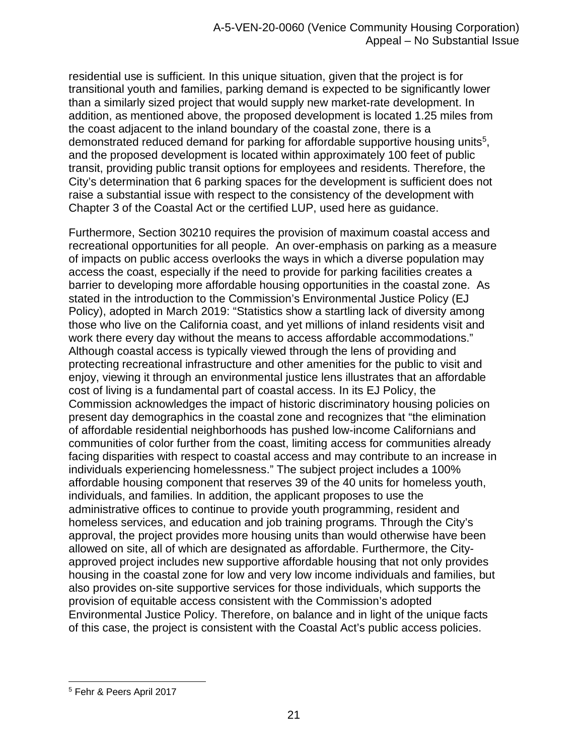residential use is sufficient. In this unique situation, given that the project is for transitional youth and families, parking demand is expected to be significantly lower than a similarly sized project that would supply new market-rate development. In addition, as mentioned above, the proposed development is located 1.25 miles from the coast adjacent to the inland boundary of the coastal zone, there is a demonstrated reduced demand for parking for affordable supportive housing units[5], and the proposed development is located within approximately 100 feet of public transit, providing public transit options for employees and residents. Therefore, the City's determination that 6 parking spaces for the development is sufficient does not raise a substantial issue with respect to the consistency of the development with Chapter 3 of the Coastal Act or the certified LUP, used here as guidance.

Furthermore, Section 30210 requires the provision of maximum coastal access and recreational opportunities for all people. An over-emphasis on parking as a measure of impacts on public access overlooks the ways in which a diverse population may access the coast, especially if the need to provide for parking facilities creates a barrier to developing more affordable housing opportunities in the coastal zone. As stated in the introduction to the Commission's Environmental Justice Policy (EJ Policy), adopted in March 2019: "Statistics show a startling lack of diversity among those who live on the California coast, and yet millions of inland residents visit and work there every day without the means to access affordable accommodations." Although coastal access is typically viewed through the lens of providing and protecting recreational infrastructure and other amenities for the public to visit and enjoy, viewing it through an environmental justice lens illustrates that an affordable cost of living is a fundamental part of coastal access. In its EJ Policy, the Commission acknowledges the impact of historic discriminatory housing policies on present day demographics in the coastal zone and recognizes that "the elimination of affordable residential neighborhoods has pushed low-income Californians and communities of color further from the coast, limiting access for communities already facing disparities with respect to coastal access and may contribute to an increase in individuals experiencing homelessness." The subject project includes a 100% affordable housing component that reserves 39 of the 40 units for homeless youth, individuals, and families. In addition, the applicant proposes to use the administrative offices to continue to provide youth programming, resident and homeless services, and education and job training programs. Through the City's approval, the project provides more housing units than would otherwise have been allowed on site, all of which are designated as affordable. Furthermore, the City-approved project includes new supportive affordable housing that not only provides housing in the coastal zone for low and very low income individuals and families, but also provides on-site supportive services for those individuals, which supports the provision of equitable access consistent with the Commission's adopted Environmental Justice Policy. Therefore, on balance and in light of the unique facts of this case, the project is consistent with the Coastal Act's public access policies.

---

[5] Fehr & Peers April 2017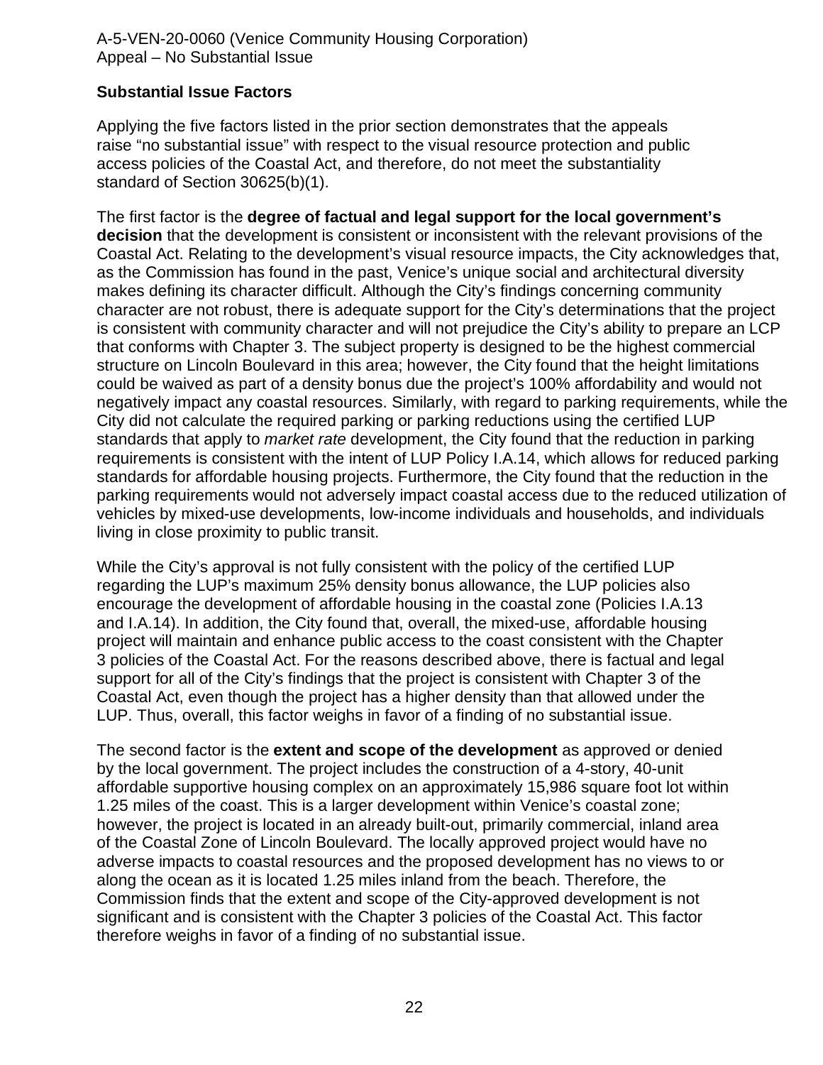### Substantial Issue Factors

Applying the five factors listed in the prior section demonstrates that the appeals raise "no substantial issue" with respect to the visual resource protection and public access policies of the Coastal Act, and therefore, do not meet the substantiality standard of Section 30625(b)(1).

The first factor is the **degree of factual and legal support for the local government's decision** that the development is consistent or inconsistent with the relevant provisions of the Coastal Act. Relating to the development's visual resource impacts, the City acknowledges that, as the Commission has found in the past, Venice's unique social and architectural diversity makes defining its character difficult. Although the City's findings concerning community character are not robust, there is adequate support for the City's determinations that the project is consistent with community character and will not prejudice the City's ability to prepare an LCP that conforms with Chapter 3. The subject property is designed to be the highest commercial structure on Lincoln Boulevard in this area; however, the City found that the height limitations could be waived as part of a density bonus due the project's 100% affordability and would not negatively impact any coastal resources. Similarly, with regard to parking requirements, while the City did not calculate the required parking or parking reductions using the certified LUP standards that apply to *market rate* development, the City found that the reduction in parking requirements is consistent with the intent of LUP Policy I.A.14, which allows for reduced parking standards for affordable housing projects. Furthermore, the City found that the reduction in the parking requirements would not adversely impact coastal access due to the reduced utilization of vehicles by mixed-use developments, low-income individuals and households, and individuals living in close proximity to public transit.

While the City's approval is not fully consistent with the policy of the certified LUP regarding the LUP's maximum 25% density bonus allowance, the LUP policies also encourage the development of affordable housing in the coastal zone (Policies I.A.13 and I.A.14). In addition, the City found that, overall, the mixed-use, affordable housing project will maintain and enhance public access to the coast consistent with the Chapter 3 policies of the Coastal Act. For the reasons described above, there is factual and legal support for all of the City's findings that the project is consistent with Chapter 3 of the Coastal Act, even though the project has a higher density than that allowed under the LUP. Thus, overall, this factor weighs in favor of a finding of no substantial issue.

The second factor is the **extent and scope of the development** as approved or denied by the local government. The project includes the construction of a 4-story, 40-unit affordable supportive housing complex on an approximately 15,986 square foot lot within 1.25 miles of the coast. This is a larger development within Venice's coastal zone; however, the project is located in an already built-out, primarily commercial, inland area of the Coastal Zone of Lincoln Boulevard. The locally approved project would have no adverse impacts to coastal resources and the proposed development has no views to or along the ocean as it is located 1.25 miles inland from the beach. Therefore, the Commission finds that the extent and scope of the City-approved development is not significant and is consistent with the Chapter 3 policies of the Coastal Act. This factor therefore weighs in favor of a finding of no substantial issue.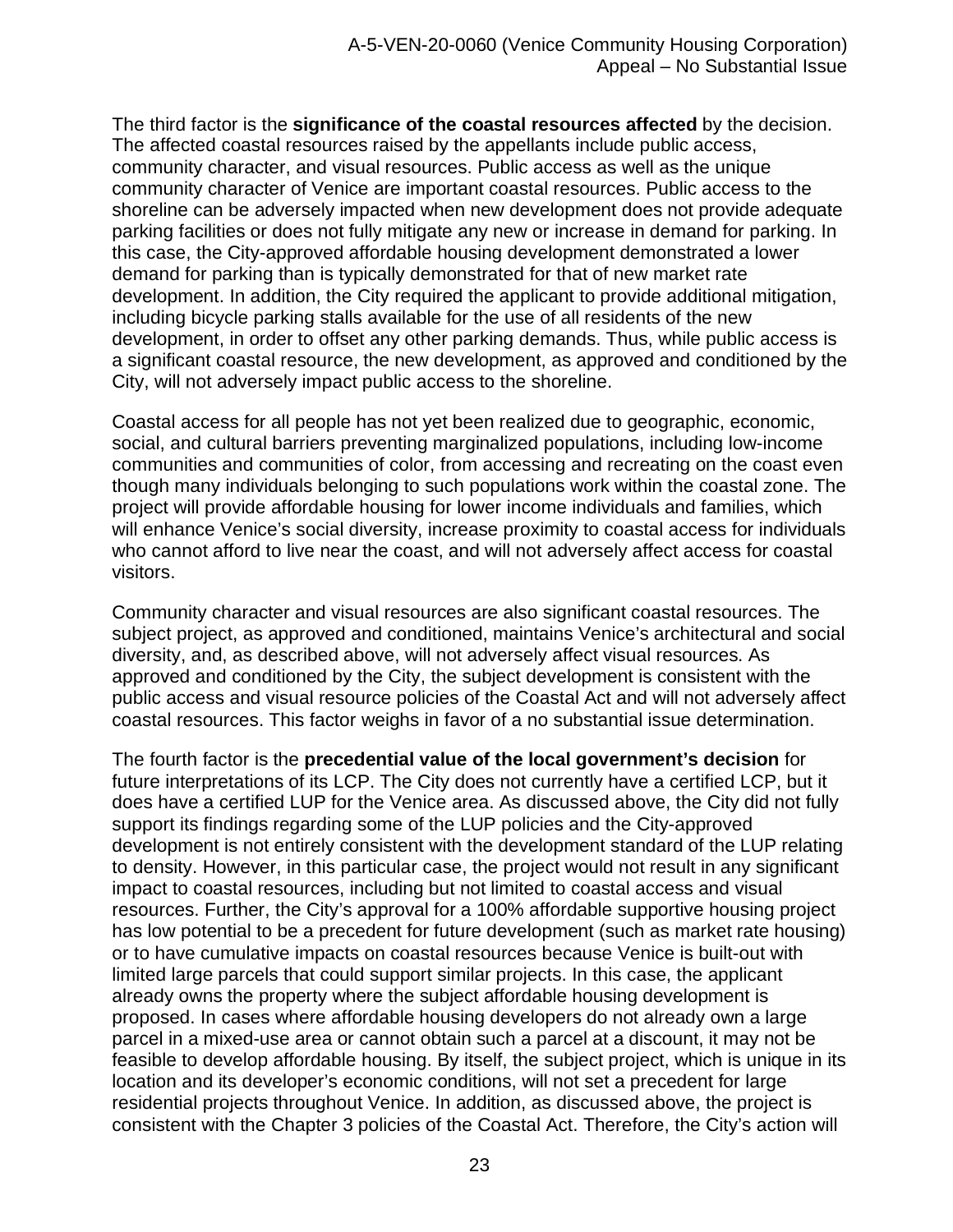The third factor is the **significance of the coastal resources affected** by the decision. The affected coastal resources raised by the appellants include public access, community character, and visual resources. Public access as well as the unique community character of Venice are important coastal resources. Public access to the shoreline can be adversely impacted when new development does not provide adequate parking facilities or does not fully mitigate any new or increase in demand for parking. In this case, the City-approved affordable housing development demonstrated a lower demand for parking than is typically demonstrated for that of new market rate development. In addition, the City required the applicant to provide additional mitigation, including bicycle parking stalls available for the use of all residents of the new development, in order to offset any other parking demands. Thus, while public access is a significant coastal resource, the new development, as approved and conditioned by the City, will not adversely impact public access to the shoreline.

Coastal access for all people has not yet been realized due to geographic, economic, social, and cultural barriers preventing marginalized populations, including low-income communities and communities of color, from accessing and recreating on the coast even though many individuals belonging to such populations work within the coastal zone. The project will provide affordable housing for lower income individuals and families, which will enhance Venice's social diversity, increase proximity to coastal access for individuals who cannot afford to live near the coast, and will not adversely affect access for coastal visitors.

Community character and visual resources are also significant coastal resources. The subject project, as approved and conditioned, maintains Venice's architectural and social diversity, and, as described above, will not adversely affect visual resources. As approved and conditioned by the City, the subject development is consistent with the public access and visual resource policies of the Coastal Act and will not adversely affect coastal resources. This factor weighs in favor of a no substantial issue determination.

The fourth factor is the **precedential value of the local government's decision** for future interpretations of its LCP. The City does not currently have a certified LCP, but it does have a certified LUP for the Venice area. As discussed above, the City did not fully support its findings regarding some of the LUP policies and the City-approved development is not entirely consistent with the development standard of the LUP relating to density. However, in this particular case, the project would not result in any significant impact to coastal resources, including but not limited to coastal access and visual resources. Further, the City's approval for a 100% affordable supportive housing project has low potential to be a precedent for future development (such as market rate housing) or to have cumulative impacts on coastal resources because Venice is built-out with limited large parcels that could support similar projects. In this case, the applicant already owns the property where the subject affordable housing development is proposed. In cases where affordable housing developers do not already own a large parcel in a mixed-use area or cannot obtain such a parcel at a discount, it may not be feasible to develop affordable housing. By itself, the subject project, which is unique in its location and its developer's economic conditions, will not set a precedent for large residential projects throughout Venice. In addition, as discussed above, the project is consistent with the Chapter 3 policies of the Coastal Act. Therefore, the City's action will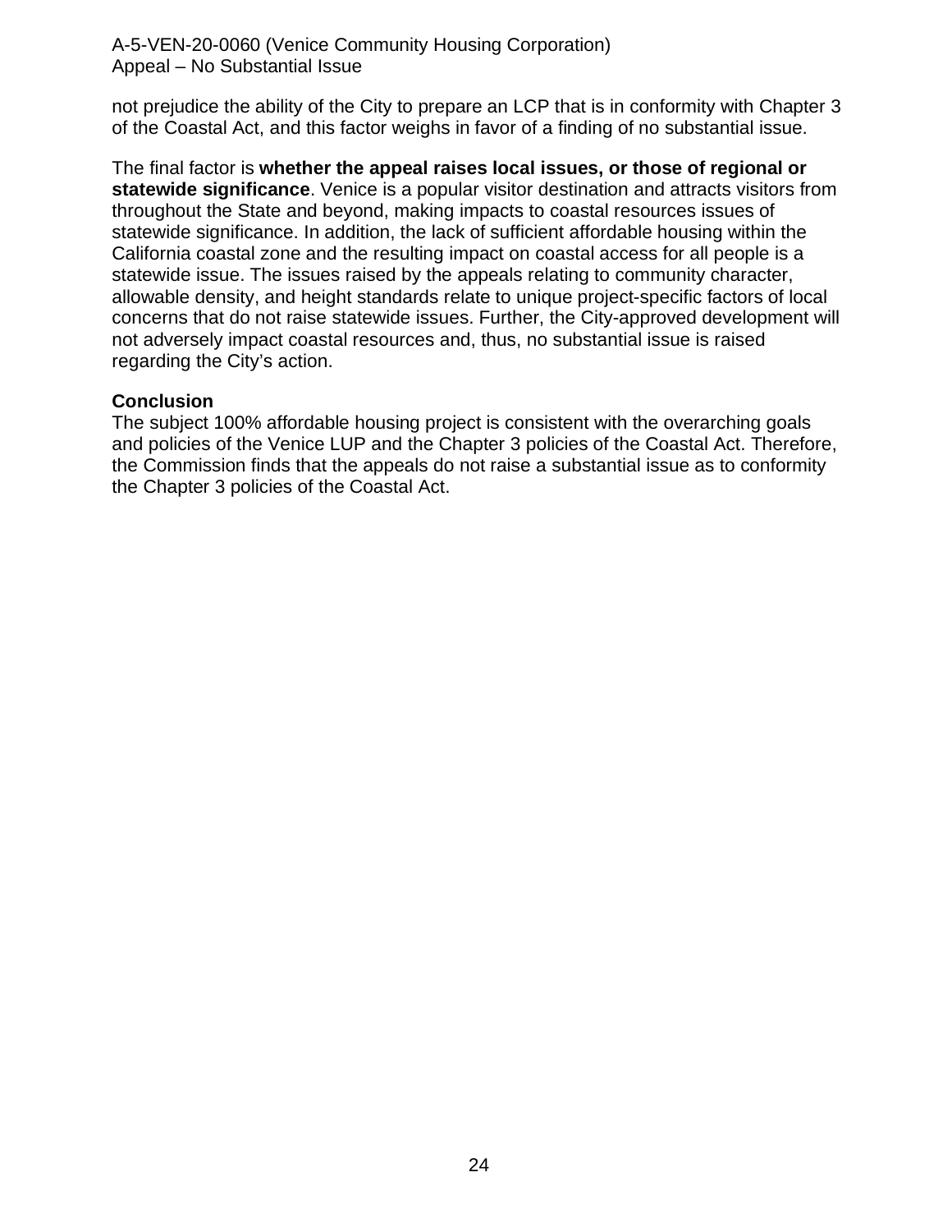not prejudice the ability of the City to prepare an LCP that is in conformity with Chapter 3 of the Coastal Act, and this factor weighs in favor of a finding of no substantial issue.

The final factor is **whether the appeal raises local issues, or those of regional or statewide significance**. Venice is a popular visitor destination and attracts visitors from throughout the State and beyond, making impacts to coastal resources issues of statewide significance. In addition, the lack of sufficient affordable housing within the California coastal zone and the resulting impact on coastal access for all people is a statewide issue. The issues raised by the appeals relating to community character, allowable density, and height standards relate to unique project-specific factors of local concerns that do not raise statewide issues. Further, the City-approved development will not adversely impact coastal resources and, thus, no substantial issue is raised regarding the City's action.

**Conclusion**

The subject 100% affordable housing project is consistent with the overarching goals and policies of the Venice LUP and the Chapter 3 policies of the Coastal Act. Therefore, the Commission finds that the appeals do not raise a substantial issue as to conformity the Chapter 3 policies of the Coastal Act.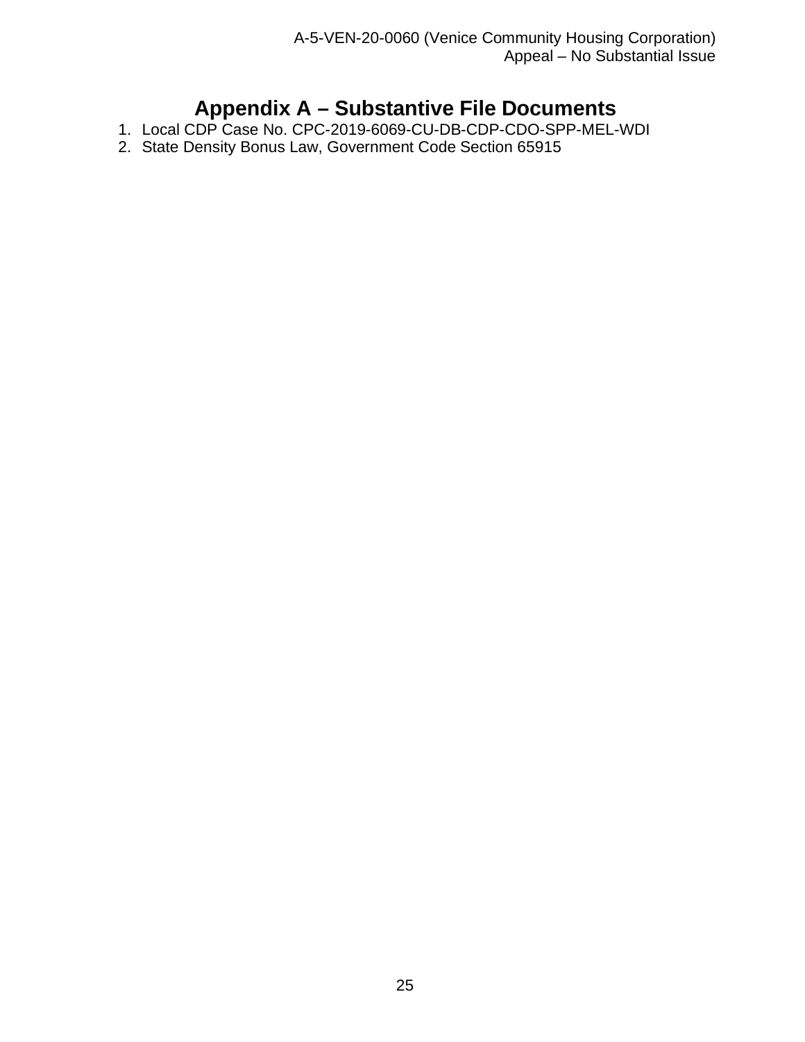# Appendix A – Substantive File Documents

1. Local CDP Case No. CPC-2019-6069-CU-DB-CDP-CDO-SPP-MEL-WDI
2. State Density Bonus Law, Government Code Section 65915